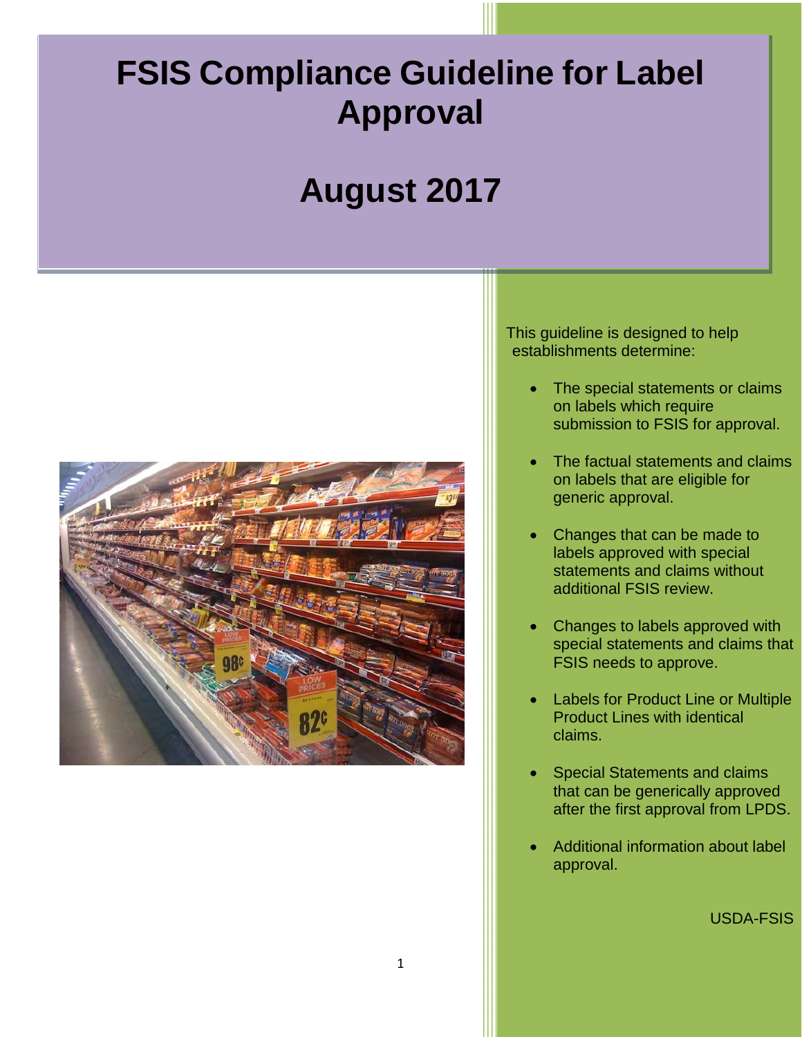# FSIS Compliance Guideline for Label Approval

# August 2017

This guideline is designed to help establishments determine:

- The special statements or claims on labels which require submission to FSIS for approval.
- The factual statements and claims on labels that are eligible for generic approval.
- Changes that can be made to labels approved with special statements and claims without additional FSIS review.
- Changes to labels approved with special statements and claims that FSIS needs to approve.
- Labels for Product Line or Multiple Product Lines with identical claims.
- Special Statements and claims that can be generically approved after the first approval from LPDS.
- Additional information about label approval.

USDA-FSIS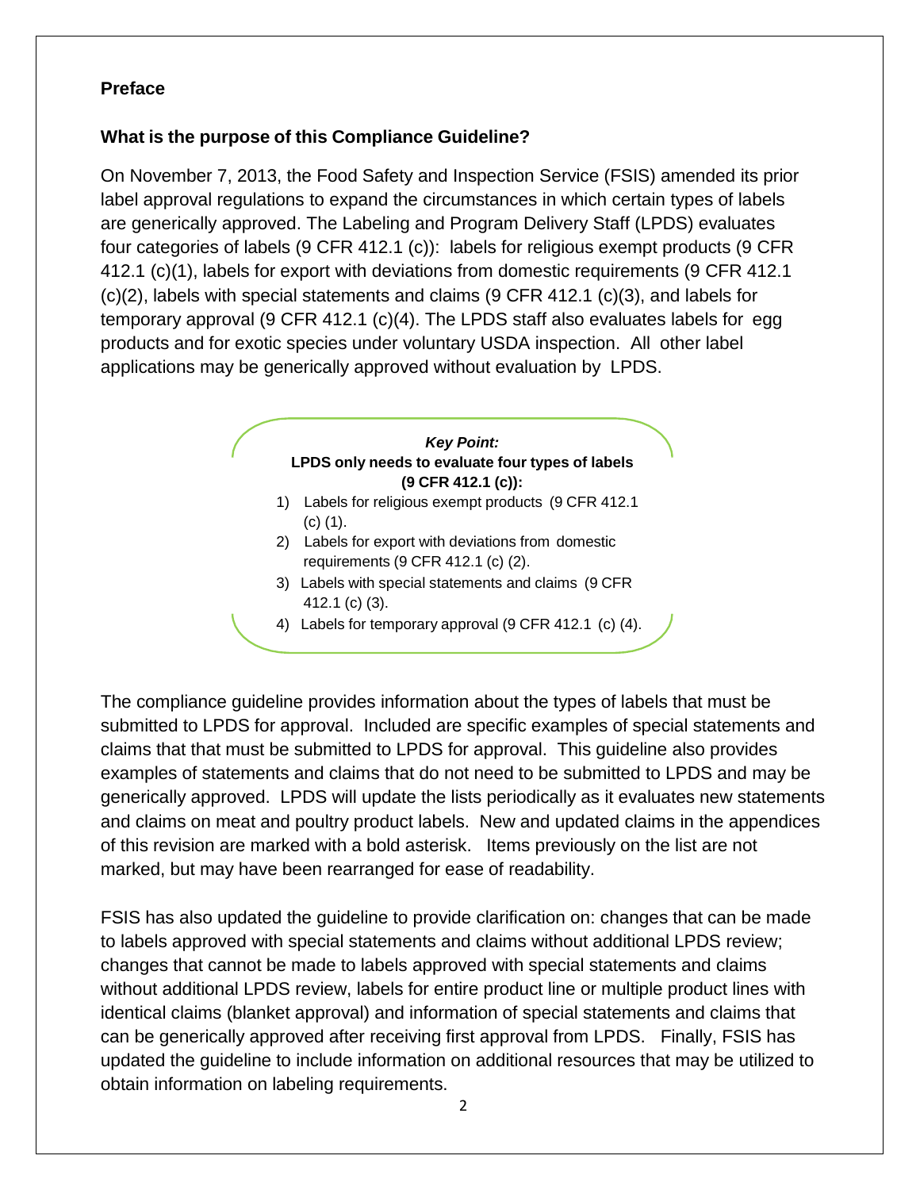## Preface

### What is the purpose of this Compliance Guideline?

On November 7, 2013, the Food Safety and Inspection Service (FSIS) amended its prior label approval regulations to expand the circumstances in which certain types of labels are generically approved. The Labeling and Program Delivery Staff (LPDS) evaluates four categories of labels (9 CFR 412.1 (c)): labels for religious exempt products (9 CFR 412.1 (c)(1), labels for export with deviations from domestic requirements (9 CFR 412.1 (c)(2), labels with special statements and claims (9 CFR 412.1 (c)(3), and labels for temporary approval (9 CFR 412.1 (c)(4). The LPDS staff also evaluates labels for egg products and for exotic species under voluntary USDA inspection. All other label applications may be generically approved without evaluation by LPDS.

> ***Key Point:***
>
> **LPDS only needs to evaluate four types of labels (9 CFR 412.1 (c)):**
>
> 1) Labels for religious exempt products (9 CFR 412.1 (c) (1).
> 2) Labels for export with deviations from domestic requirements (9 CFR 412.1 (c) (2).
> 3) Labels with special statements and claims (9 CFR 412.1 (c) (3).
> 4) Labels for temporary approval (9 CFR 412.1 (c) (4).

The compliance guideline provides information about the types of labels that must be submitted to LPDS for approval. Included are specific examples of special statements and claims that that must be submitted to LPDS for approval. This guideline also provides examples of statements and claims that do not need to be submitted to LPDS and may be generically approved. LPDS will update the lists periodically as it evaluates new statements and claims on meat and poultry product labels. New and updated claims in the appendices of this revision are marked with a bold asterisk. Items previously on the list are not marked, but may have been rearranged for ease of readability.

FSIS has also updated the guideline to provide clarification on: changes that can be made to labels approved with special statements and claims without additional LPDS review; changes that cannot be made to labels approved with special statements and claims without additional LPDS review, labels for entire product line or multiple product lines with identical claims (blanket approval) and information of special statements and claims that can be generically approved after receiving first approval from LPDS. Finally, FSIS has updated the guideline to include information on additional resources that may be utilized to obtain information on labeling requirements.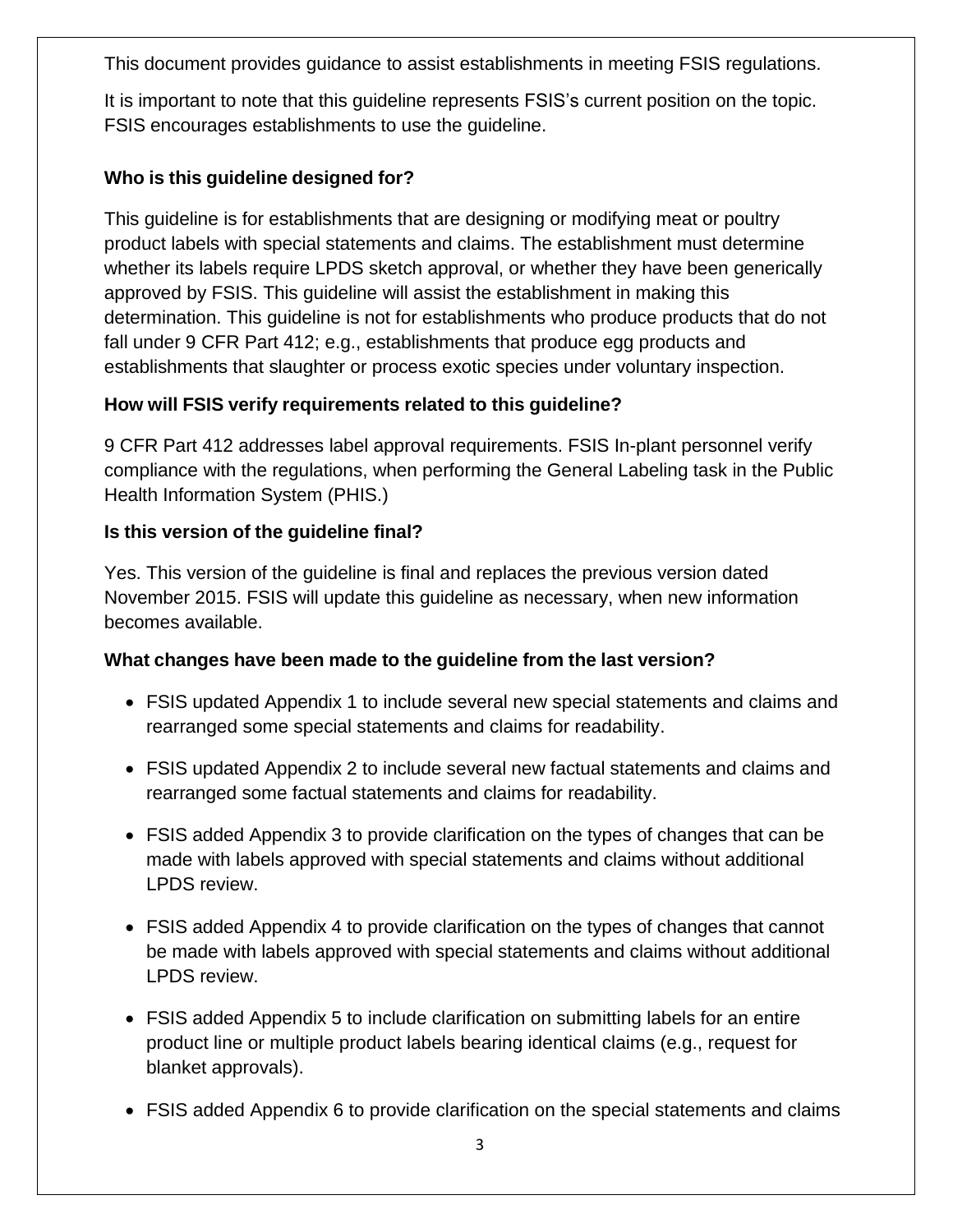This document provides guidance to assist establishments in meeting FSIS regulations.

It is important to note that this guideline represents FSIS's current position on the topic. FSIS encourages establishments to use the guideline.

### Who is this guideline designed for?

This guideline is for establishments that are designing or modifying meat or poultry product labels with special statements and claims. The establishment must determine whether its labels require LPDS sketch approval, or whether they have been generically approved by FSIS. This guideline will assist the establishment in making this determination. This guideline is not for establishments who produce products that do not fall under 9 CFR Part 412; e.g., establishments that produce egg products and establishments that slaughter or process exotic species under voluntary inspection.

### How will FSIS verify requirements related to this guideline?

9 CFR Part 412 addresses label approval requirements. FSIS In-plant personnel verify compliance with the regulations, when performing the General Labeling task in the Public Health Information System (PHIS.)

### Is this version of the guideline final?

Yes. This version of the guideline is final and replaces the previous version dated November 2015. FSIS will update this guideline as necessary, when new information becomes available.

### What changes have been made to the guideline from the last version?

- FSIS updated Appendix 1 to include several new special statements and claims and rearranged some special statements and claims for readability.
- FSIS updated Appendix 2 to include several new factual statements and claims and rearranged some factual statements and claims for readability.
- FSIS added Appendix 3 to provide clarification on the types of changes that can be made with labels approved with special statements and claims without additional LPDS review.
- FSIS added Appendix 4 to provide clarification on the types of changes that cannot be made with labels approved with special statements and claims without additional LPDS review.
- FSIS added Appendix 5 to include clarification on submitting labels for an entire product line or multiple product labels bearing identical claims (e.g., request for blanket approvals).
- FSIS added Appendix 6 to provide clarification on the special statements and claims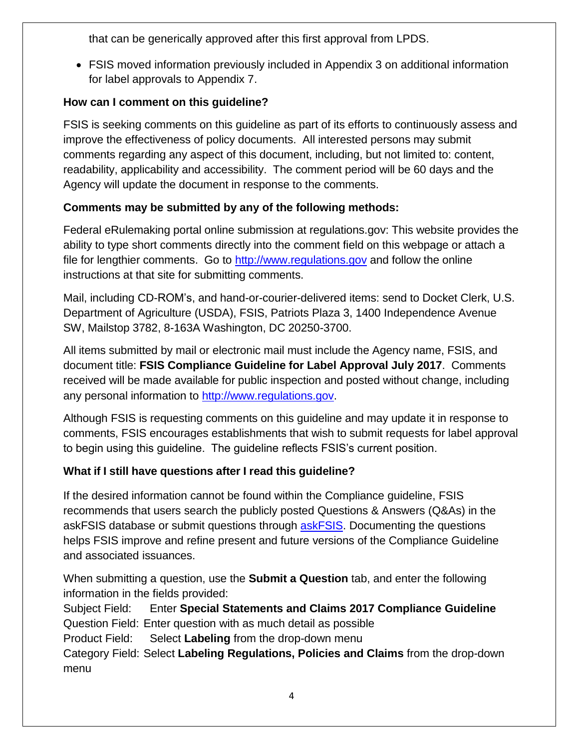that can be generically approved after this first approval from LPDS.

- FSIS moved information previously included in Appendix 3 on additional information for label approvals to Appendix 7.

**How can I comment on this guideline?**

FSIS is seeking comments on this guideline as part of its efforts to continuously assess and improve the effectiveness of policy documents. All interested persons may submit comments regarding any aspect of this document, including, but not limited to: content, readability, applicability and accessibility. The comment period will be 60 days and the Agency will update the document in response to the comments.

**Comments may be submitted by any of the following methods:**

Federal eRulemaking portal online submission at regulations.gov: This website provides the ability to type short comments directly into the comment field on this webpage or attach a file for lengthier comments. Go to [http://www.regulations.gov](http://www.regulations.gov) and follow the online instructions at that site for submitting comments.

Mail, including CD-ROM's, and hand-or-courier-delivered items: send to Docket Clerk, U.S. Department of Agriculture (USDA), FSIS, Patriots Plaza 3, 1400 Independence Avenue SW, Mailstop 3782, 8-163A Washington, DC 20250-3700.

All items submitted by mail or electronic mail must include the Agency name, FSIS, and document title: **FSIS Compliance Guideline for Label Approval July 2017**. Comments received will be made available for public inspection and posted without change, including any personal information to [http://www.regulations.gov](http://www.regulations.gov).

Although FSIS is requesting comments on this guideline and may update it in response to comments, FSIS encourages establishments that wish to submit requests for label approval to begin using this guideline. The guideline reflects FSIS's current position.

**What if I still have questions after I read this guideline?**

If the desired information cannot be found within the Compliance guideline, FSIS recommends that users search the publicly posted Questions & Answers (Q&As) in the askFSIS database or submit questions through askFSIS. Documenting the questions helps FSIS improve and refine present and future versions of the Compliance Guideline and associated issuances.

When submitting a question, use the **Submit a Question** tab, and enter the following information in the fields provided:
Subject Field: Enter **Special Statements and Claims 2017 Compliance Guideline**
Question Field: Enter question with as much detail as possible
Product Field: Select **Labeling** from the drop-down menu
Category Field: Select **Labeling Regulations, Policies and Claims** from the drop-down menu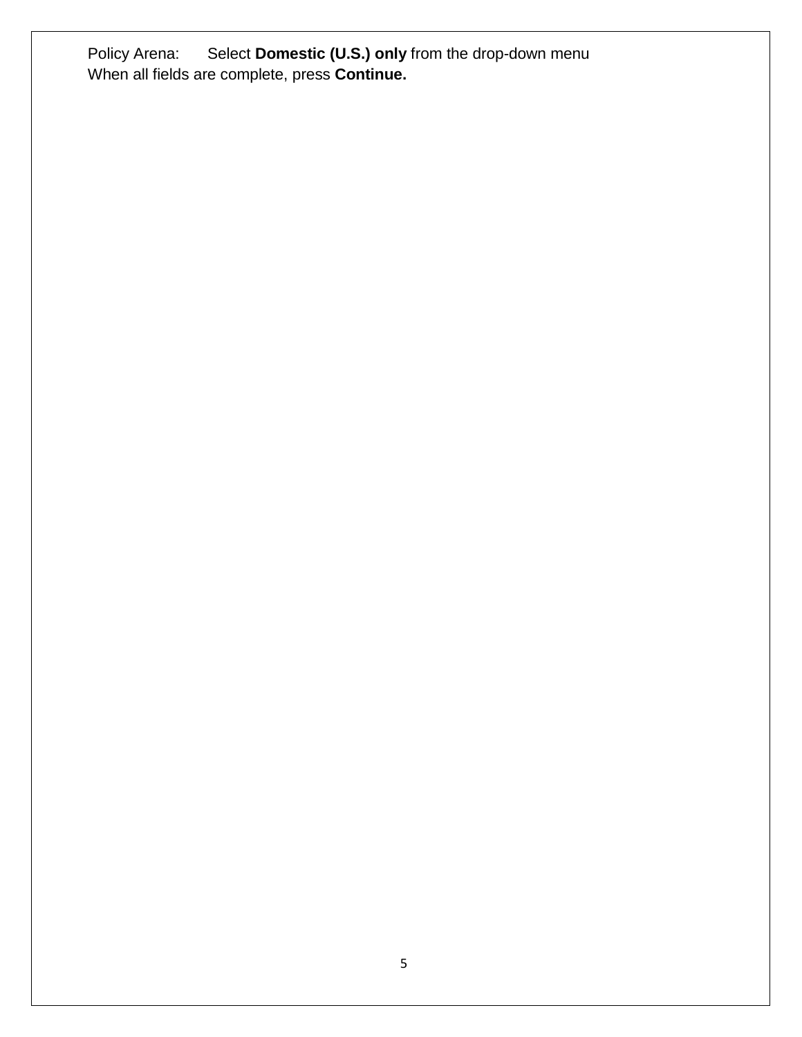Policy Arena: Select **Domestic (U.S.) only** from the drop-down menu

When all fields are complete, press **Continue.**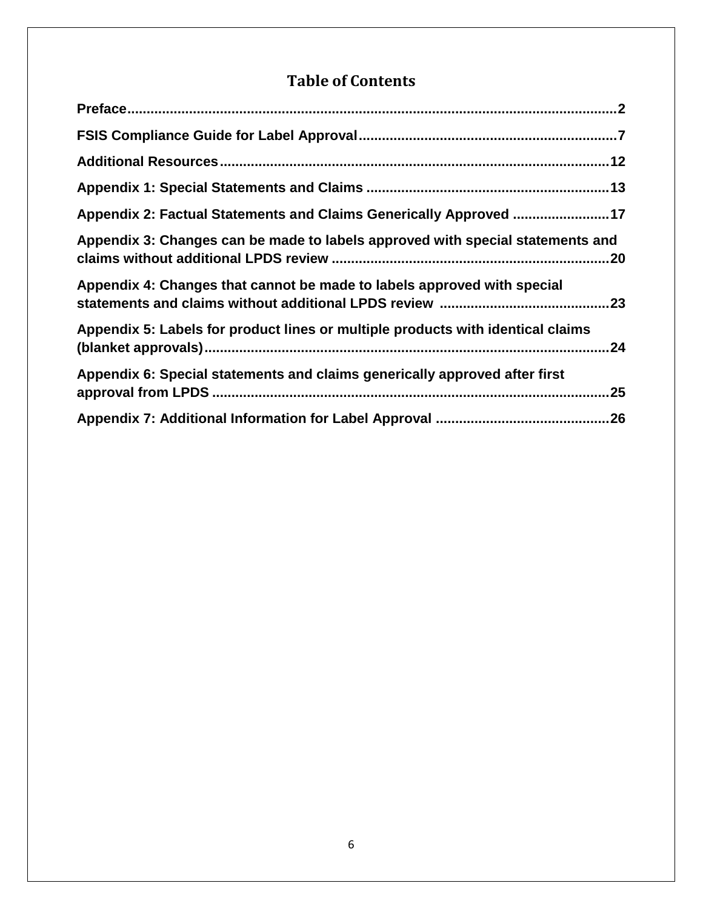# Table of Contents

**Preface** ........................................ 2

**FSIS Compliance Guide for Label Approval** ........................................ 7

**Additional Resources** ........................................ 12

**Appendix 1: Special Statements and Claims** ........................................ 13

**Appendix 2: Factual Statements and Claims Generically Approved** ........................................ 17

**Appendix 3: Changes can be made to labels approved with special statements and claims without additional LPDS review** ........................................ 20

**Appendix 4: Changes that cannot be made to labels approved with special statements and claims without additional LPDS review** ........................................ 23

**Appendix 5: Labels for product lines or multiple products with identical claims (blanket approvals)** ........................................ 24

**Appendix 6: Special statements and claims generically approved after first approval from LPDS** ........................................ 25

**Appendix 7: Additional Information for Label Approval** ........................................ 26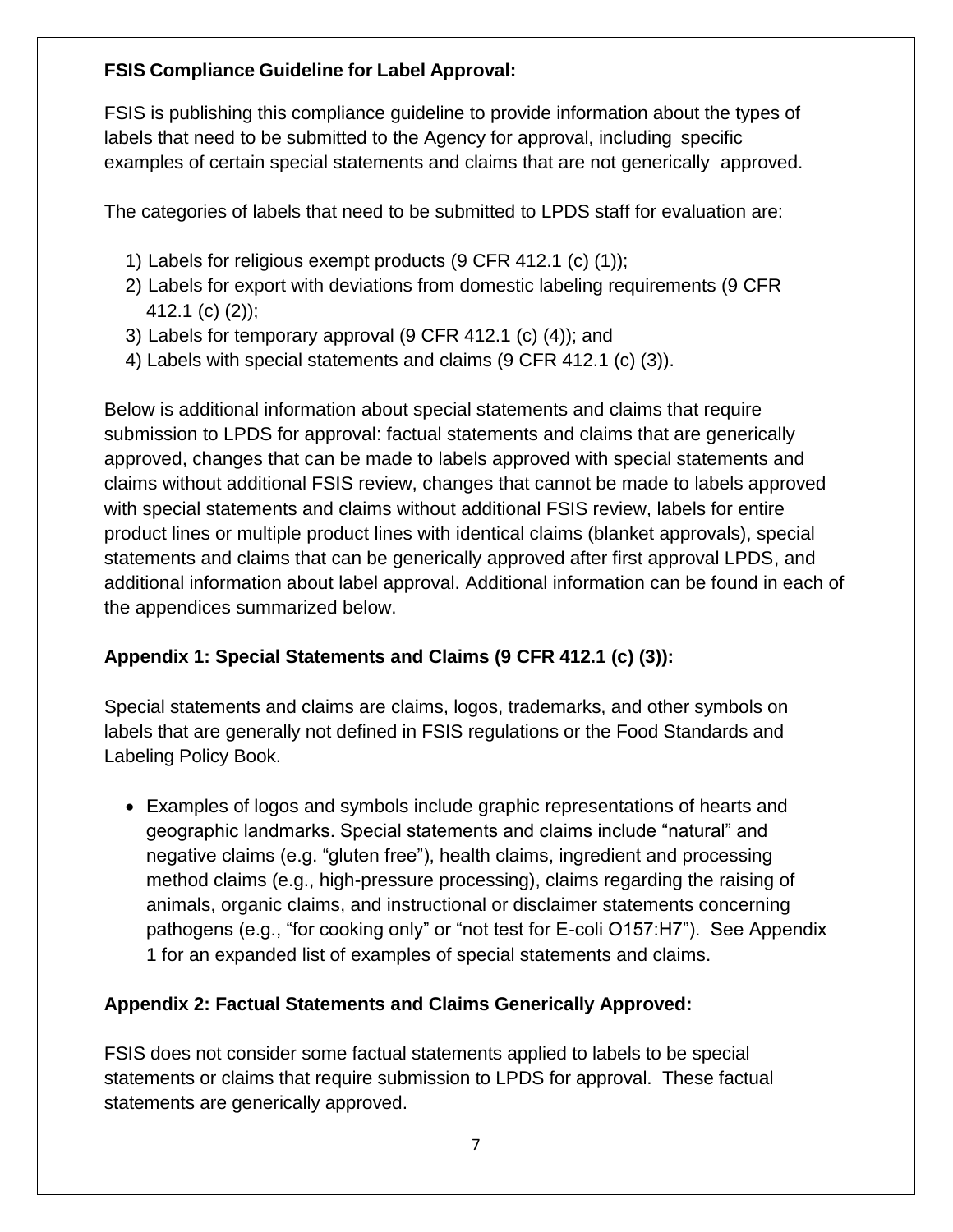**FSIS Compliance Guideline for Label Approval:**

FSIS is publishing this compliance guideline to provide information about the types of labels that need to be submitted to the Agency for approval, including specific examples of certain special statements and claims that are not generically approved.

The categories of labels that need to be submitted to LPDS staff for evaluation are:

1) Labels for religious exempt products (9 CFR 412.1 (c) (1));
2) Labels for export with deviations from domestic labeling requirements (9 CFR 412.1 (c) (2));
3) Labels for temporary approval (9 CFR 412.1 (c) (4)); and
4) Labels with special statements and claims (9 CFR 412.1 (c) (3)).

Below is additional information about special statements and claims that require submission to LPDS for approval: factual statements and claims that are generically approved, changes that can be made to labels approved with special statements and claims without additional FSIS review, changes that cannot be made to labels approved with special statements and claims without additional FSIS review, labels for entire product lines or multiple product lines with identical claims (blanket approvals), special statements and claims that can be generically approved after first approval LPDS, and additional information about label approval. Additional information can be found in each of the appendices summarized below.

**Appendix 1: Special Statements and Claims (9 CFR 412.1 (c) (3)):**

Special statements and claims are claims, logos, trademarks, and other symbols on labels that are generally not defined in FSIS regulations or the Food Standards and Labeling Policy Book.

- Examples of logos and symbols include graphic representations of hearts and geographic landmarks. Special statements and claims include "natural" and negative claims (e.g. "gluten free"), health claims, ingredient and processing method claims (e.g., high-pressure processing), claims regarding the raising of animals, organic claims, and instructional or disclaimer statements concerning pathogens (e.g., "for cooking only" or "not test for E-coli O157:H7"). See Appendix 1 for an expanded list of examples of special statements and claims.

**Appendix 2: Factual Statements and Claims Generically Approved:**

FSIS does not consider some factual statements applied to labels to be special statements or claims that require submission to LPDS for approval. These factual statements are generically approved.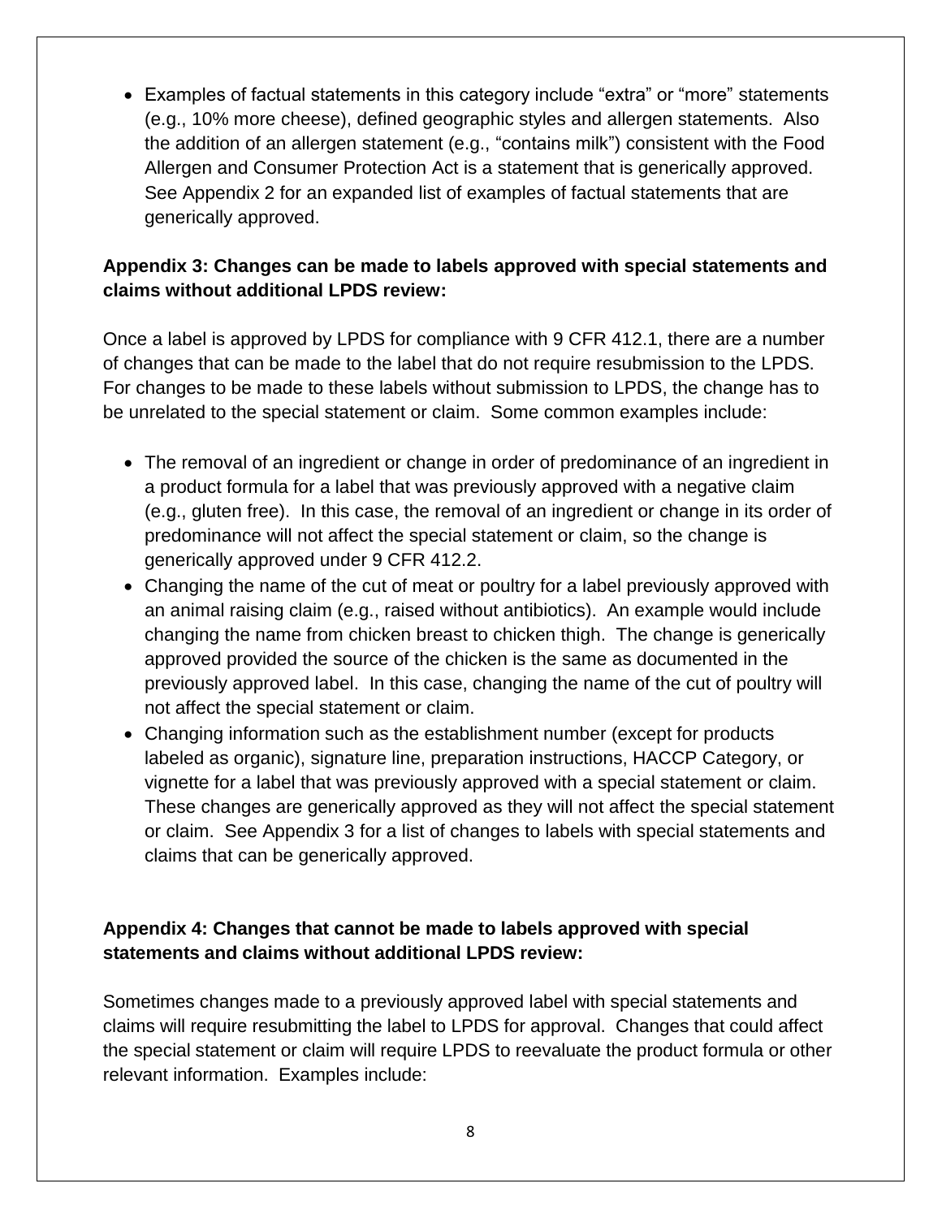- Examples of factual statements in this category include "extra" or "more" statements (e.g., 10% more cheese), defined geographic styles and allergen statements. Also the addition of an allergen statement (e.g., "contains milk") consistent with the Food Allergen and Consumer Protection Act is a statement that is generically approved. See Appendix 2 for an expanded list of examples of factual statements that are generically approved.

**Appendix 3: Changes can be made to labels approved with special statements and claims without additional LPDS review:**

Once a label is approved by LPDS for compliance with 9 CFR 412.1, there are a number of changes that can be made to the label that do not require resubmission to the LPDS. For changes to be made to these labels without submission to LPDS, the change has to be unrelated to the special statement or claim. Some common examples include:

- The removal of an ingredient or change in order of predominance of an ingredient in a product formula for a label that was previously approved with a negative claim (e.g., gluten free). In this case, the removal of an ingredient or change in its order of predominance will not affect the special statement or claim, so the change is generically approved under 9 CFR 412.2.
- Changing the name of the cut of meat or poultry for a label previously approved with an animal raising claim (e.g., raised without antibiotics). An example would include changing the name from chicken breast to chicken thigh. The change is generically approved provided the source of the chicken is the same as documented in the previously approved label. In this case, changing the name of the cut of poultry will not affect the special statement or claim.
- Changing information such as the establishment number (except for products labeled as organic), signature line, preparation instructions, HACCP Category, or vignette for a label that was previously approved with a special statement or claim. These changes are generically approved as they will not affect the special statement or claim. See Appendix 3 for a list of changes to labels with special statements and claims that can be generically approved.

**Appendix 4: Changes that cannot be made to labels approved with special statements and claims without additional LPDS review:**

Sometimes changes made to a previously approved label with special statements and claims will require resubmitting the label to LPDS for approval. Changes that could affect the special statement or claim will require LPDS to reevaluate the product formula or other relevant information. Examples include: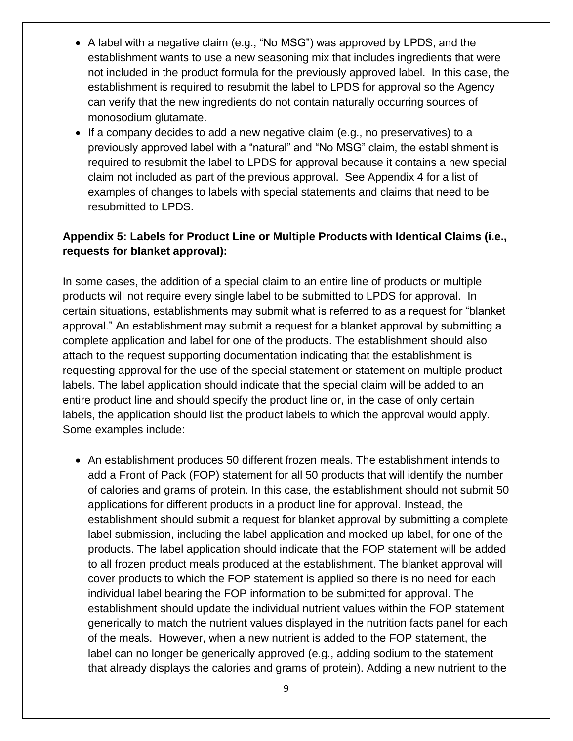- A label with a negative claim (e.g., "No MSG") was approved by LPDS, and the establishment wants to use a new seasoning mix that includes ingredients that were not included in the product formula for the previously approved label. In this case, the establishment is required to resubmit the label to LPDS for approval so the Agency can verify that the new ingredients do not contain naturally occurring sources of monosodium glutamate.
- If a company decides to add a new negative claim (e.g., no preservatives) to a previously approved label with a "natural" and "No MSG" claim, the establishment is required to resubmit the label to LPDS for approval because it contains a new special claim not included as part of the previous approval. See Appendix 4 for a list of examples of changes to labels with special statements and claims that need to be resubmitted to LPDS.

**Appendix 5: Labels for Product Line or Multiple Products with Identical Claims (i.e., requests for blanket approval):**

In some cases, the addition of a special claim to an entire line of products or multiple products will not require every single label to be submitted to LPDS for approval. In certain situations, establishments may submit what is referred to as a request for "blanket approval." An establishment may submit a request for a blanket approval by submitting a complete application and label for one of the products. The establishment should also attach to the request supporting documentation indicating that the establishment is requesting approval for the use of the special statement or statement on multiple product labels. The label application should indicate that the special claim will be added to an entire product line and should specify the product line or, in the case of only certain labels, the application should list the product labels to which the approval would apply. Some examples include:

- An establishment produces 50 different frozen meals. The establishment intends to add a Front of Pack (FOP) statement for all 50 products that will identify the number of calories and grams of protein. In this case, the establishment should not submit 50 applications for different products in a product line for approval. Instead, the establishment should submit a request for blanket approval by submitting a complete label submission, including the label application and mocked up label, for one of the products. The label application should indicate that the FOP statement will be added to all frozen product meals produced at the establishment. The blanket approval will cover products to which the FOP statement is applied so there is no need for each individual label bearing the FOP information to be submitted for approval. The establishment should update the individual nutrient values within the FOP statement generically to match the nutrient values displayed in the nutrition facts panel for each of the meals. However, when a new nutrient is added to the FOP statement, the label can no longer be generically approved (e.g., adding sodium to the statement that already displays the calories and grams of protein). Adding a new nutrient to the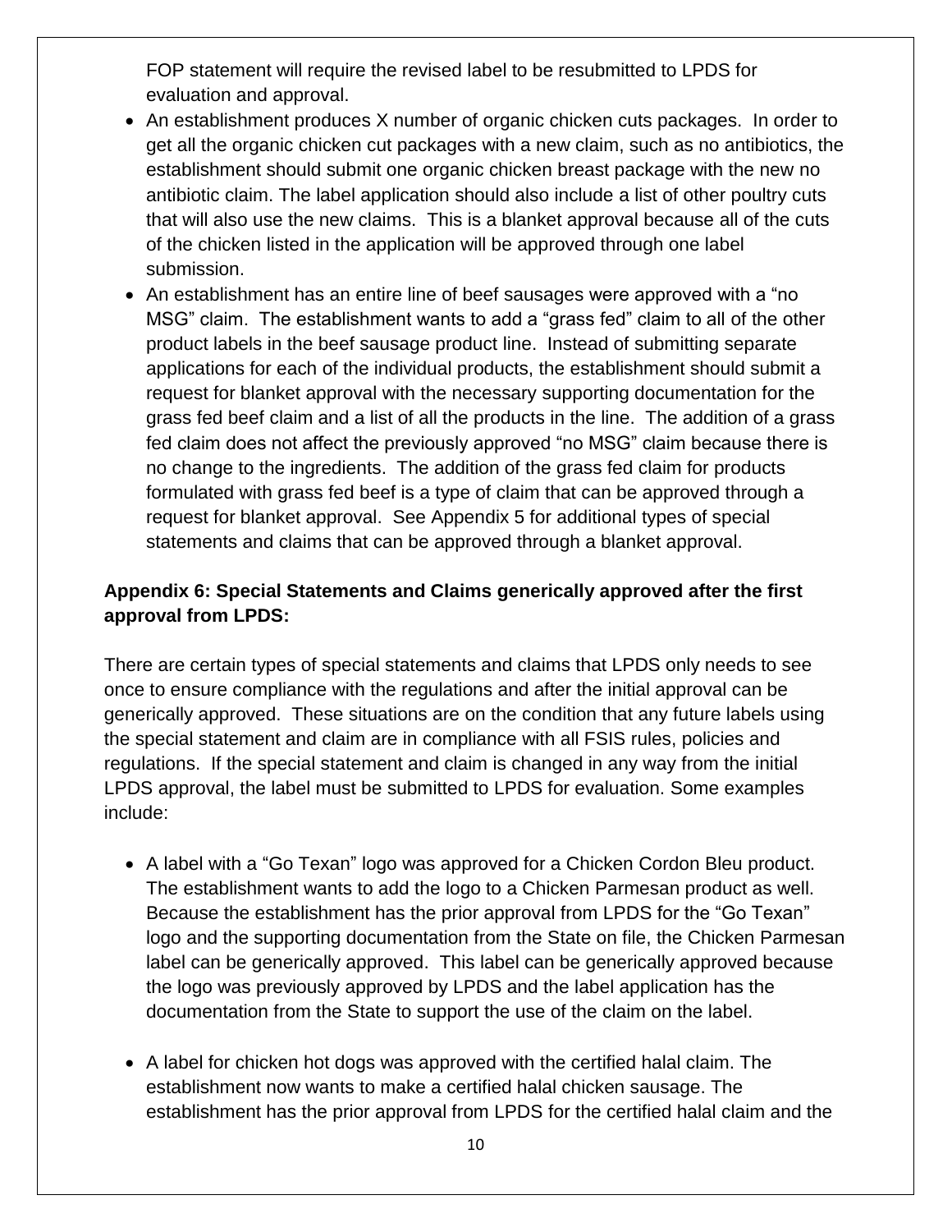FOP statement will require the revised label to be resubmitted to LPDS for evaluation and approval.

- An establishment produces X number of organic chicken cuts packages. In order to get all the organic chicken cut packages with a new claim, such as no antibiotics, the establishment should submit one organic chicken breast package with the new no antibiotic claim. The label application should also include a list of other poultry cuts that will also use the new claims. This is a blanket approval because all of the cuts of the chicken listed in the application will be approved through one label submission.
- An establishment has an entire line of beef sausages were approved with a "no MSG" claim. The establishment wants to add a "grass fed" claim to all of the other product labels in the beef sausage product line. Instead of submitting separate applications for each of the individual products, the establishment should submit a request for blanket approval with the necessary supporting documentation for the grass fed beef claim and a list of all the products in the line. The addition of a grass fed claim does not affect the previously approved "no MSG" claim because there is no change to the ingredients. The addition of the grass fed claim for products formulated with grass fed beef is a type of claim that can be approved through a request for blanket approval. See Appendix 5 for additional types of special statements and claims that can be approved through a blanket approval.

**Appendix 6: Special Statements and Claims generically approved after the first approval from LPDS:**

There are certain types of special statements and claims that LPDS only needs to see once to ensure compliance with the regulations and after the initial approval can be generically approved. These situations are on the condition that any future labels using the special statement and claim are in compliance with all FSIS rules, policies and regulations. If the special statement and claim is changed in any way from the initial LPDS approval, the label must be submitted to LPDS for evaluation. Some examples include:

- A label with a "Go Texan" logo was approved for a Chicken Cordon Bleu product. The establishment wants to add the logo to a Chicken Parmesan product as well. Because the establishment has the prior approval from LPDS for the "Go Texan" logo and the supporting documentation from the State on file, the Chicken Parmesan label can be generically approved. This label can be generically approved because the logo was previously approved by LPDS and the label application has the documentation from the State to support the use of the claim on the label.

- A label for chicken hot dogs was approved with the certified halal claim. The establishment now wants to make a certified halal chicken sausage. The establishment has the prior approval from LPDS for the certified halal claim and the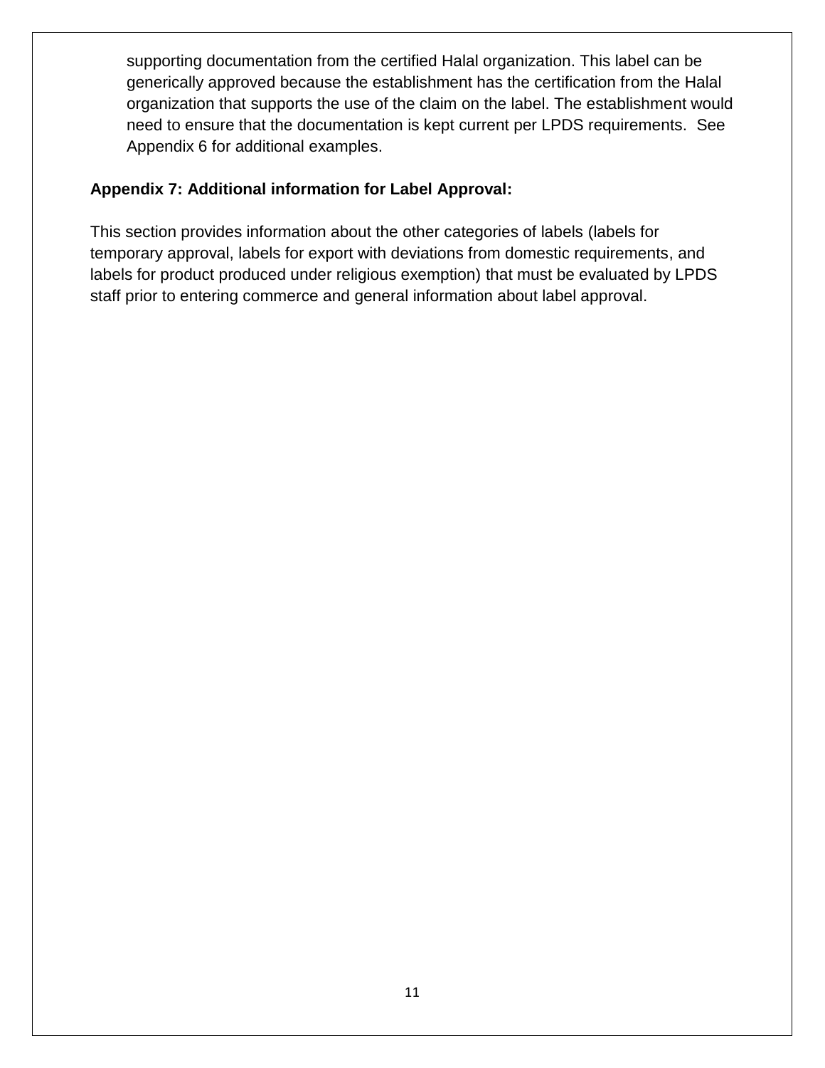supporting documentation from the certified Halal organization. This label can be generically approved because the establishment has the certification from the Halal organization that supports the use of the claim on the label. The establishment would need to ensure that the documentation is kept current per LPDS requirements. See Appendix 6 for additional examples.

**Appendix 7: Additional information for Label Approval:**

This section provides information about the other categories of labels (labels for temporary approval, labels for export with deviations from domestic requirements, and labels for product produced under religious exemption) that must be evaluated by LPDS staff prior to entering commerce and general information about label approval.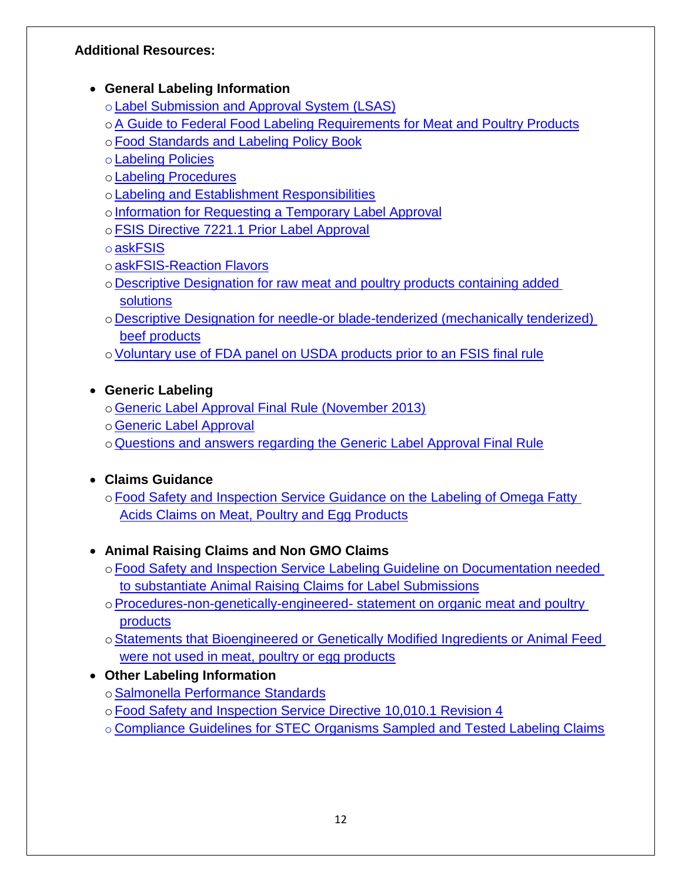**Additional Resources:**

- **General Labeling Information**
  - Label Submission and Approval System (LSAS)
  - A Guide to Federal Food Labeling Requirements for Meat and Poultry Products
  - Food Standards and Labeling Policy Book
  - Labeling Policies
  - Labeling Procedures
  - Labeling and Establishment Responsibilities
  - Information for Requesting a Temporary Label Approval
  - FSIS Directive 7221.1 Prior Label Approval
  - askFSIS
  - askFSIS-Reaction Flavors
  - Descriptive Designation for raw meat and poultry products containing added solutions
  - Descriptive Designation for needle-or blade-tenderized (mechanically tenderized) beef products
  - Voluntary use of FDA panel on USDA products prior to an FSIS final rule

- **Generic Labeling**
  - Generic Label Approval Final Rule (November 2013)
  - Generic Label Approval
  - Questions and answers regarding the Generic Label Approval Final Rule

- **Claims Guidance**
  - Food Safety and Inspection Service Guidance on the Labeling of Omega Fatty Acids Claims on Meat, Poultry and Egg Products

- **Animal Raising Claims and Non GMO Claims**
  - Food Safety and Inspection Service Labeling Guideline on Documentation needed to substantiate Animal Raising Claims for Label Submissions
  - Procedures-non-genetically-engineered- statement on organic meat and poultry products
  - Statements that Bioengineered or Genetically Modified Ingredients or Animal Feed were not used in meat, poultry or egg products

- **Other Labeling Information**
  - Salmonella Performance Standards
  - Food Safety and Inspection Service Directive 10,010.1 Revision 4
  - Compliance Guidelines for STEC Organisms Sampled and Tested Labeling Claims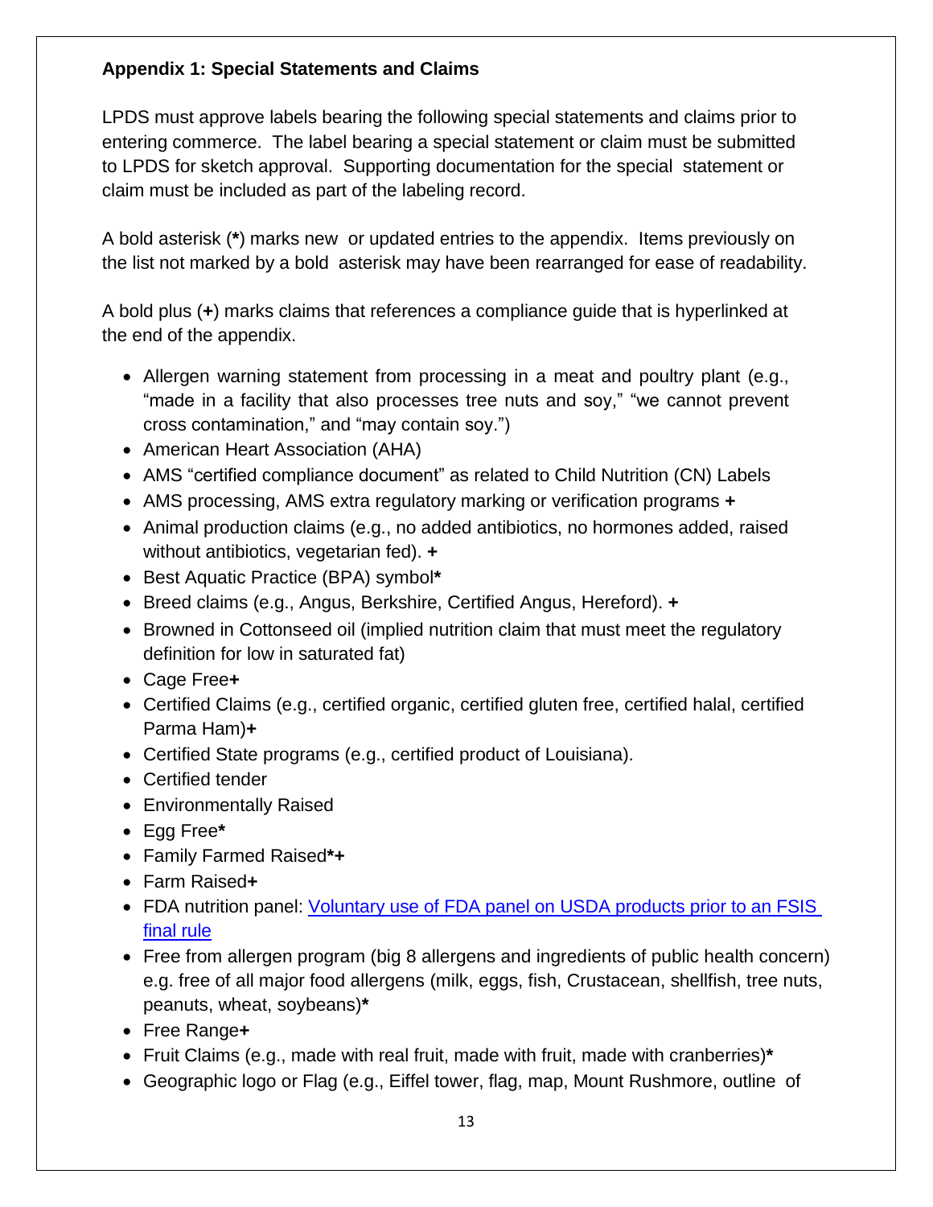**Appendix 1: Special Statements and Claims**

LPDS must approve labels bearing the following special statements and claims prior to entering commerce. The label bearing a special statement or claim must be submitted to LPDS for sketch approval. Supporting documentation for the special statement or claim must be included as part of the labeling record.

A bold asterisk (**\***) marks new or updated entries to the appendix. Items previously on the list not marked by a bold asterisk may have been rearranged for ease of readability.

A bold plus (**+**) marks claims that references a compliance guide that is hyperlinked at the end of the appendix.

- Allergen warning statement from processing in a meat and poultry plant (e.g., "made in a facility that also processes tree nuts and soy," "we cannot prevent cross contamination," and "may contain soy.")
- American Heart Association (AHA)
- AMS "certified compliance document" as related to Child Nutrition (CN) Labels
- AMS processing, AMS extra regulatory marking or verification programs **+**
- Animal production claims (e.g., no added antibiotics, no hormones added, raised without antibiotics, vegetarian fed). **+**
- Best Aquatic Practice (BPA) symbol**\***
- Breed claims (e.g., Angus, Berkshire, Certified Angus, Hereford). **+**
- Browned in Cottonseed oil (implied nutrition claim that must meet the regulatory definition for low in saturated fat)
- Cage Free**+**
- Certified Claims (e.g., certified organic, certified gluten free, certified halal, certified Parma Ham)**+**
- Certified State programs (e.g., certified product of Louisiana).
- Certified tender
- Environmentally Raised
- Egg Free**\***
- Family Farmed Raised**\*+**
- Farm Raised**+**
- FDA nutrition panel: [Voluntary use of FDA panel on USDA products prior to an FSIS final rule]()
- Free from allergen program (big 8 allergens and ingredients of public health concern) e.g. free of all major food allergens (milk, eggs, fish, Crustacean, shellfish, tree nuts, peanuts, wheat, soybeans)**\***
- Free Range**+**
- Fruit Claims (e.g., made with real fruit, made with fruit, made with cranberries)**\***
- Geographic logo or Flag (e.g., Eiffel tower, flag, map, Mount Rushmore, outline of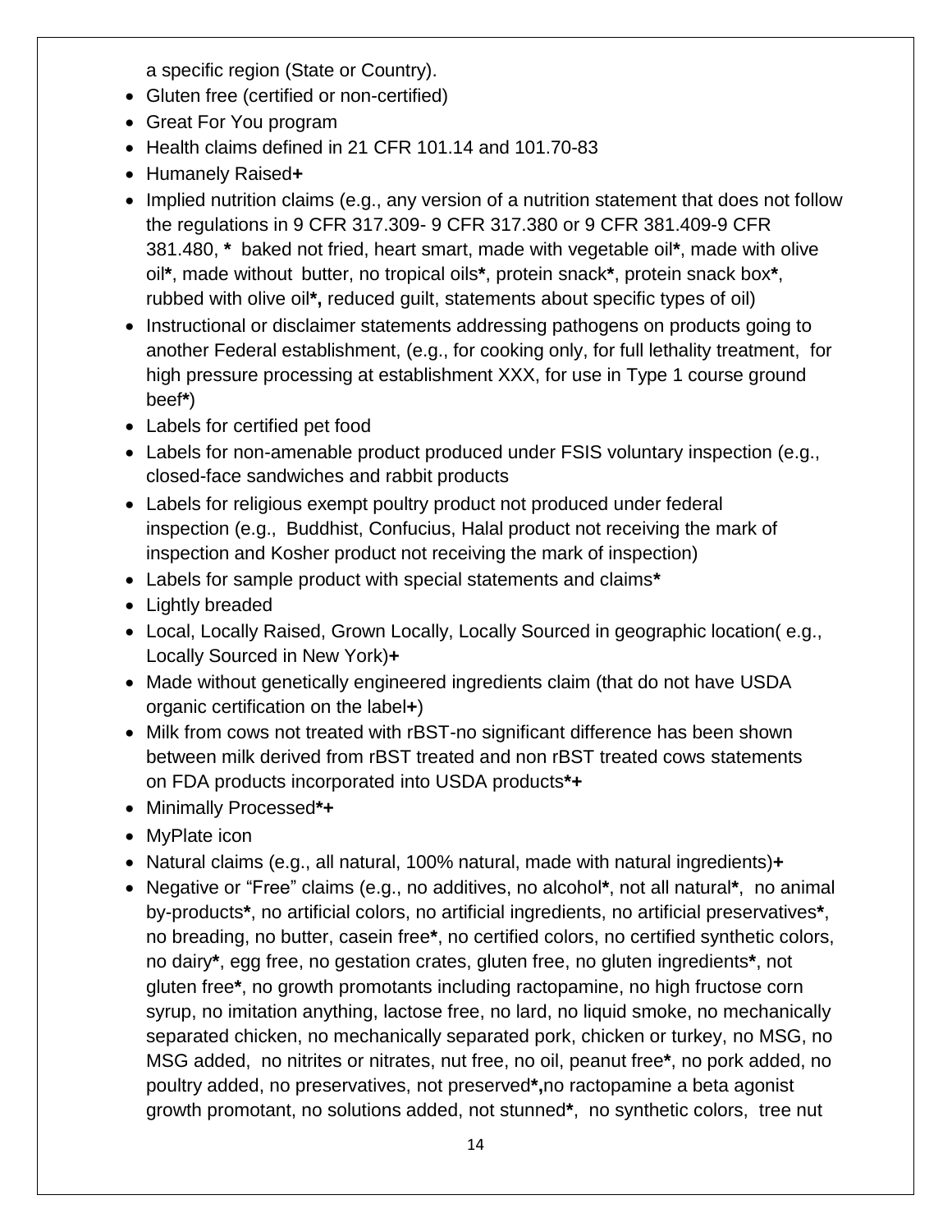a specific region (State or Country).

- Gluten free (certified or non-certified)
- Great For You program
- Health claims defined in 21 CFR 101.14 and 101.70-83
- Humanely Raised**+**
- Implied nutrition claims (e.g., any version of a nutrition statement that does not follow the regulations in 9 CFR 317.309- 9 CFR 317.380 or 9 CFR 381.409-9 CFR 381.480, **\*** baked not fried, heart smart, made with vegetable oil**\***, made with olive oil**\***, made without butter, no tropical oils**\***, protein snack**\***, protein snack box**\***, rubbed with olive oil**\*,** reduced guilt, statements about specific types of oil)
- Instructional or disclaimer statements addressing pathogens on products going to another Federal establishment, (e.g., for cooking only, for full lethality treatment, for high pressure processing at establishment XXX, for use in Type 1 course ground beef**\***)
- Labels for certified pet food
- Labels for non-amenable product produced under FSIS voluntary inspection (e.g., closed-face sandwiches and rabbit products
- Labels for religious exempt poultry product not produced under federal inspection (e.g., Buddhist, Confucius, Halal product not receiving the mark of inspection and Kosher product not receiving the mark of inspection)
- Labels for sample product with special statements and claims**\***
- Lightly breaded
- Local, Locally Raised, Grown Locally, Locally Sourced in geographic location( e.g., Locally Sourced in New York)**+**
- Made without genetically engineered ingredients claim (that do not have USDA organic certification on the label**+**)
- Milk from cows not treated with rBST-no significant difference has been shown between milk derived from rBST treated and non rBST treated cows statements on FDA products incorporated into USDA products**\*+**
- Minimally Processed**\*+**
- MyPlate icon
- Natural claims (e.g., all natural, 100% natural, made with natural ingredients)**+**
- Negative or "Free" claims (e.g., no additives, no alcohol**\***, not all natural**\***, no animal by-products**\***, no artificial colors, no artificial ingredients, no artificial preservatives**\***, no breading, no butter, casein free**\***, no certified colors, no certified synthetic colors, no dairy**\***, egg free, no gestation crates, gluten free, no gluten ingredients**\***, not gluten free**\***, no growth promotants including ractopamine, no high fructose corn syrup, no imitation anything, lactose free, no lard, no liquid smoke, no mechanically separated chicken, no mechanically separated pork, chicken or turkey, no MSG, no MSG added, no nitrites or nitrates, nut free, no oil, peanut free**\***, no pork added, no poultry added, no preservatives, not preserved**\*,**no ractopamine a beta agonist growth promotant, no solutions added, not stunned**\***, no synthetic colors, tree nut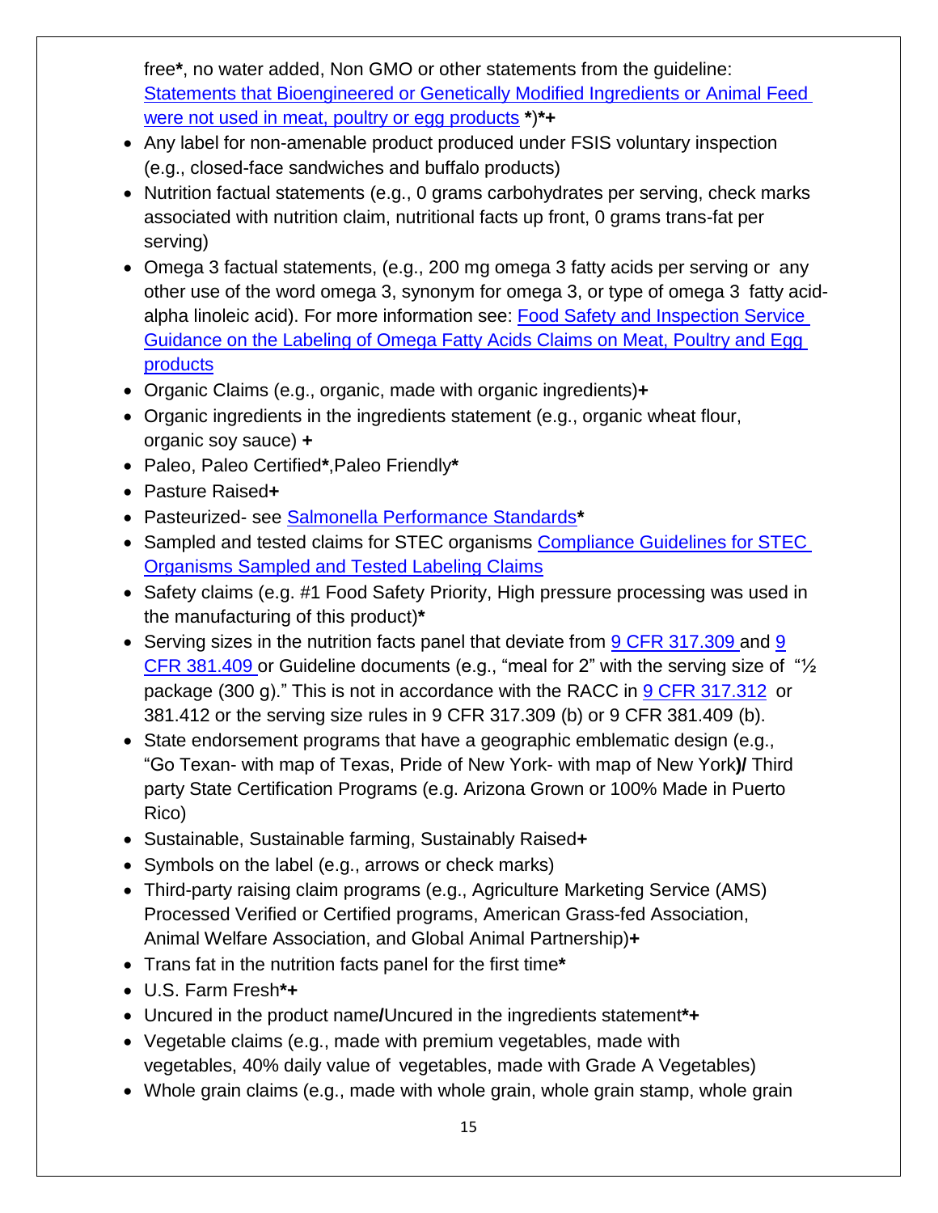free**\***, no water added, Non GMO or other statements from the guideline: [Statements that Bioengineered or Genetically Modified Ingredients or Animal Feed were not used in meat, poultry or egg products](#) **\***)**\*+**

- Any label for non-amenable product produced under FSIS voluntary inspection (e.g., closed-face sandwiches and buffalo products)
- Nutrition factual statements (e.g., 0 grams carbohydrates per serving, check marks associated with nutrition claim, nutritional facts up front, 0 grams trans-fat per serving)
- Omega 3 factual statements, (e.g., 200 mg omega 3 fatty acids per serving or any other use of the word omega 3, synonym for omega 3, or type of omega 3 fatty acid-alpha linoleic acid). For more information see: [Food Safety and Inspection Service Guidance on the Labeling of Omega Fatty Acids Claims on Meat, Poultry and Egg products](#)
- Organic Claims (e.g., organic, made with organic ingredients)**+**
- Organic ingredients in the ingredients statement (e.g., organic wheat flour, organic soy sauce) **+**
- Paleo, Paleo Certified**\***,Paleo Friendly**\***
- Pasture Raised**+**
- Pasteurized- see [Salmonella Performance Standards](#)**\***
- Sampled and tested claims for STEC organisms [Compliance Guidelines for STEC Organisms Sampled and Tested Labeling Claims](#)
- Safety claims (e.g. #1 Food Safety Priority, High pressure processing was used in the manufacturing of this product)**\***
- Serving sizes in the nutrition facts panel that deviate from [9 CFR 317.309](#) and [9 CFR 381.409](#) or Guideline documents (e.g., "meal for 2" with the serving size of "½ package (300 g)." This is not in accordance with the RACC in [9 CFR 317.312](#) or 381.412 or the serving size rules in 9 CFR 317.309 (b) or 9 CFR 381.409 (b).
- State endorsement programs that have a geographic emblematic design (e.g., "Go Texan- with map of Texas, Pride of New York- with map of New York**)/** Third party State Certification Programs (e.g. Arizona Grown or 100% Made in Puerto Rico)
- Sustainable, Sustainable farming, Sustainably Raised**+**
- Symbols on the label (e.g., arrows or check marks)
- Third-party raising claim programs (e.g., Agriculture Marketing Service (AMS) Processed Verified or Certified programs, American Grass-fed Association, Animal Welfare Association, and Global Animal Partnership)**+**
- Trans fat in the nutrition facts panel for the first time**\***
- U.S. Farm Fresh**\*+**
- Uncured in the product name**/**Uncured in the ingredients statement**\*+**
- Vegetable claims (e.g., made with premium vegetables, made with vegetables, 40% daily value of vegetables, made with Grade A Vegetables)
- Whole grain claims (e.g., made with whole grain, whole grain stamp, whole grain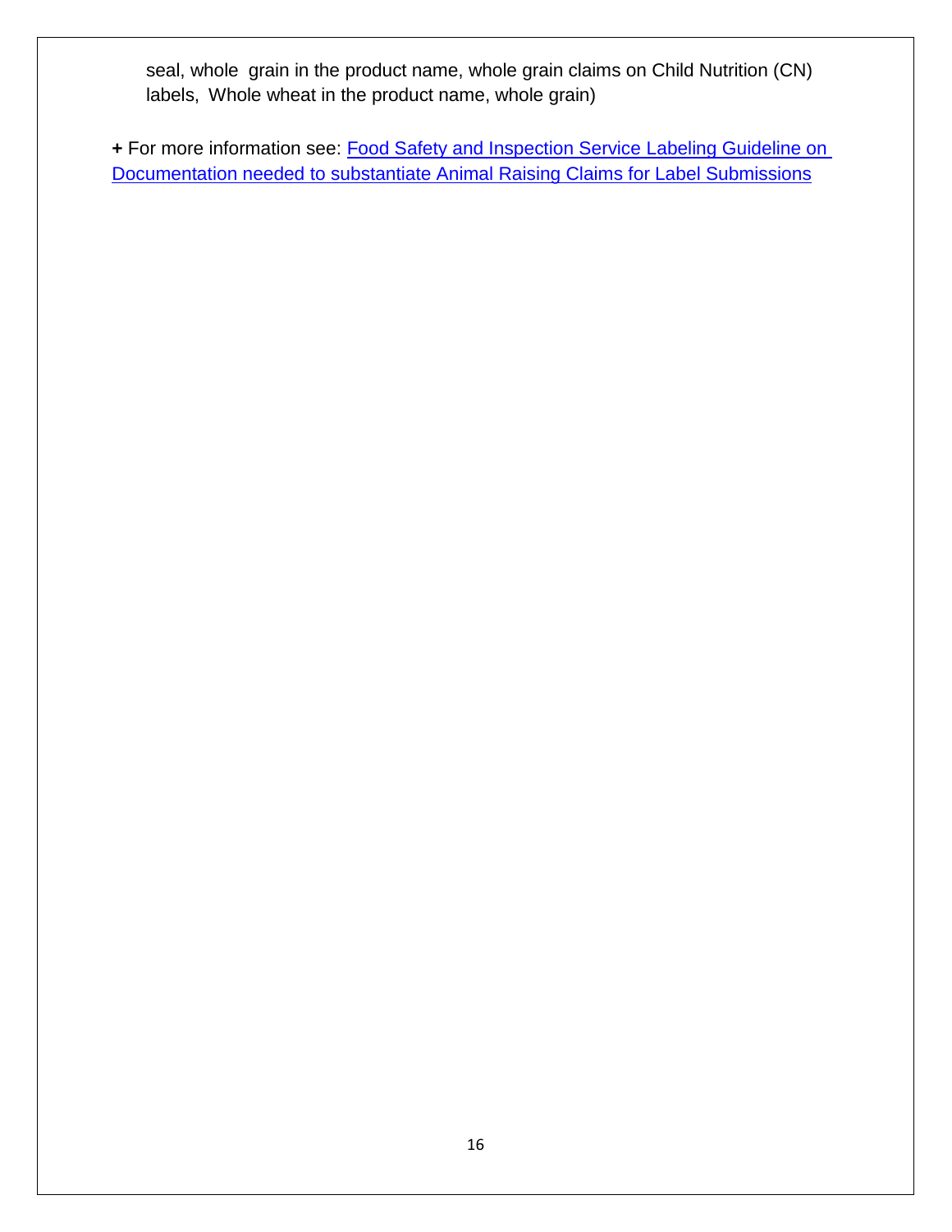seal, whole grain in the product name, whole grain claims on Child Nutrition (CN) labels, Whole wheat in the product name, whole grain)

**+** For more information see: Food Safety and Inspection Service Labeling Guideline on Documentation needed to substantiate Animal Raising Claims for Label Submissions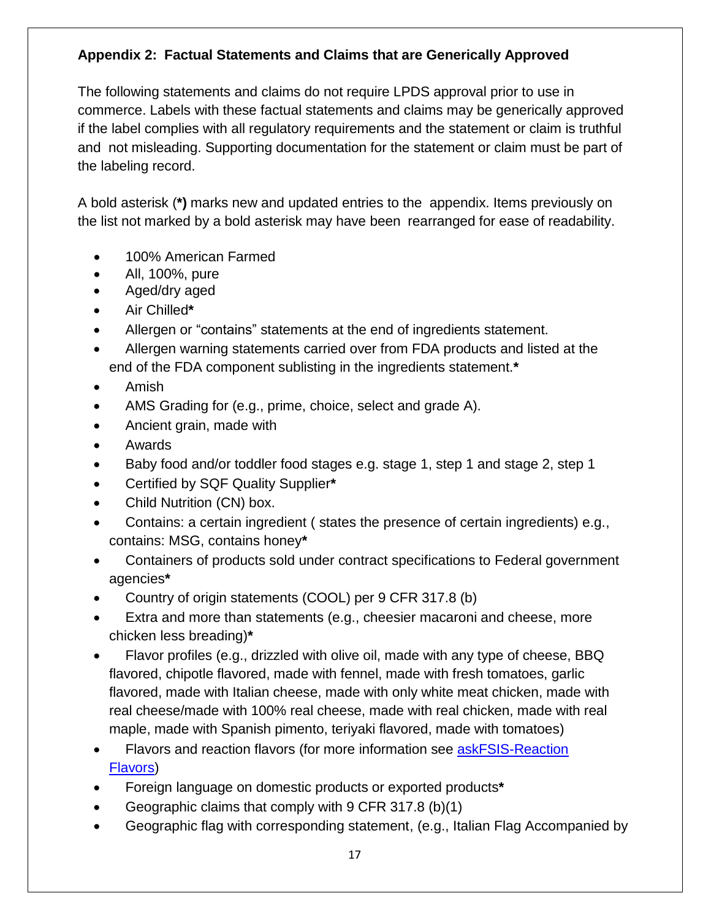## Appendix 2: Factual Statements and Claims that are Generically Approved

The following statements and claims do not require LPDS approval prior to use in commerce. Labels with these factual statements and claims may be generically approved if the label complies with all regulatory requirements and the statement or claim is truthful and not misleading. Supporting documentation for the statement or claim must be part of the labeling record.

A bold asterisk (**\*)** marks new and updated entries to the appendix. Items previously on the list not marked by a bold asterisk may have been rearranged for ease of readability.

- 100% American Farmed
- All, 100%, pure
- Aged/dry aged
- Air Chilled**\***
- Allergen or "contains" statements at the end of ingredients statement.
- Allergen warning statements carried over from FDA products and listed at the end of the FDA component sublisting in the ingredients statement.**\***
- Amish
- AMS Grading for (e.g., prime, choice, select and grade A).
- Ancient grain, made with
- Awards
- Baby food and/or toddler food stages e.g. stage 1, step 1 and stage 2, step 1
- Certified by SQF Quality Supplier**\***
- Child Nutrition (CN) box.
- Contains: a certain ingredient ( states the presence of certain ingredients) e.g., contains: MSG, contains honey**\***
- Containers of products sold under contract specifications to Federal government agencies**\***
- Country of origin statements (COOL) per 9 CFR 317.8 (b)
- Extra and more than statements (e.g., cheesier macaroni and cheese, more chicken less breading)**\***
- Flavor profiles (e.g., drizzled with olive oil, made with any type of cheese, BBQ flavored, chipotle flavored, made with fennel, made with fresh tomatoes, garlic flavored, made with Italian cheese, made with only white meat chicken, made with real cheese/made with 100% real cheese, made with real chicken, made with real maple, made with Spanish pimento, teriyaki flavored, made with tomatoes)
- Flavors and reaction flavors (for more information see [askFSIS-Reaction Flavors]())
- Foreign language on domestic products or exported products**\***
- Geographic claims that comply with 9 CFR 317.8 (b)(1)
- Geographic flag with corresponding statement, (e.g., Italian Flag Accompanied by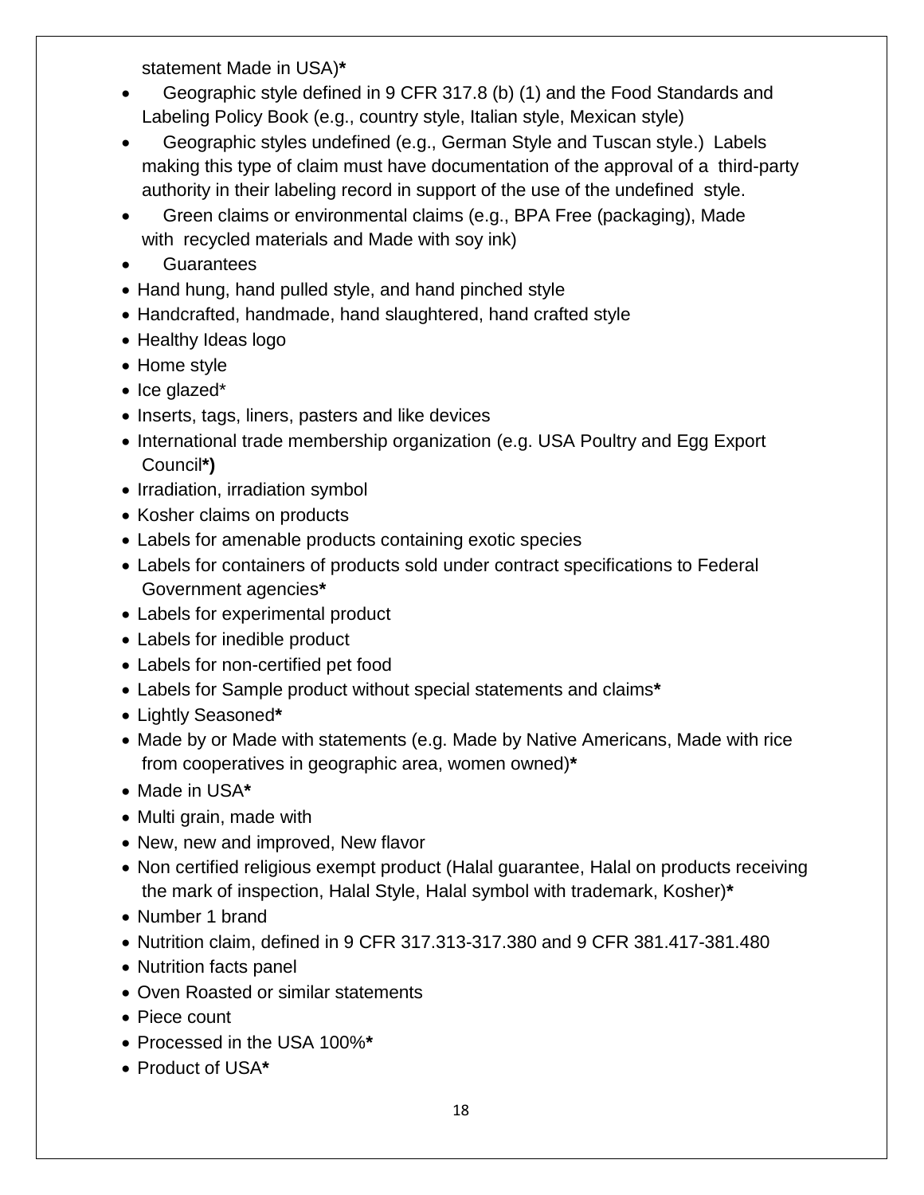statement Made in USA)*

- Geographic style defined in 9 CFR 317.8 (b) (1) and the Food Standards and Labeling Policy Book (e.g., country style, Italian style, Mexican style)
- Geographic styles undefined (e.g., German Style and Tuscan style.) Labels making this type of claim must have documentation of the approval of a third-party authority in their labeling record in support of the use of the undefined style.
- Green claims or environmental claims (e.g., BPA Free (packaging), Made with recycled materials and Made with soy ink)
- Guarantees
- Hand hung, hand pulled style, and hand pinched style
- Handcrafted, handmade, hand slaughtered, hand crafted style
- Healthy Ideas logo
- Home style
- Ice glazed*
- Inserts, tags, liners, pasters and like devices
- International trade membership organization (e.g. USA Poultry and Egg Export Council*)
- Irradiation, irradiation symbol
- Kosher claims on products
- Labels for amenable products containing exotic species
- Labels for containers of products sold under contract specifications to Federal Government agencies*
- Labels for experimental product
- Labels for inedible product
- Labels for non-certified pet food
- Labels for Sample product without special statements and claims*
- Lightly Seasoned*
- Made by or Made with statements (e.g. Made by Native Americans, Made with rice from cooperatives in geographic area, women owned)*
- Made in USA*
- Multi grain, made with
- New, new and improved, New flavor
- Non certified religious exempt product (Halal guarantee, Halal on products receiving the mark of inspection, Halal Style, Halal symbol with trademark, Kosher)*
- Number 1 brand
- Nutrition claim, defined in 9 CFR 317.313-317.380 and 9 CFR 381.417-381.480
- Nutrition facts panel
- Oven Roasted or similar statements
- Piece count
- Processed in the USA 100%*
- Product of USA*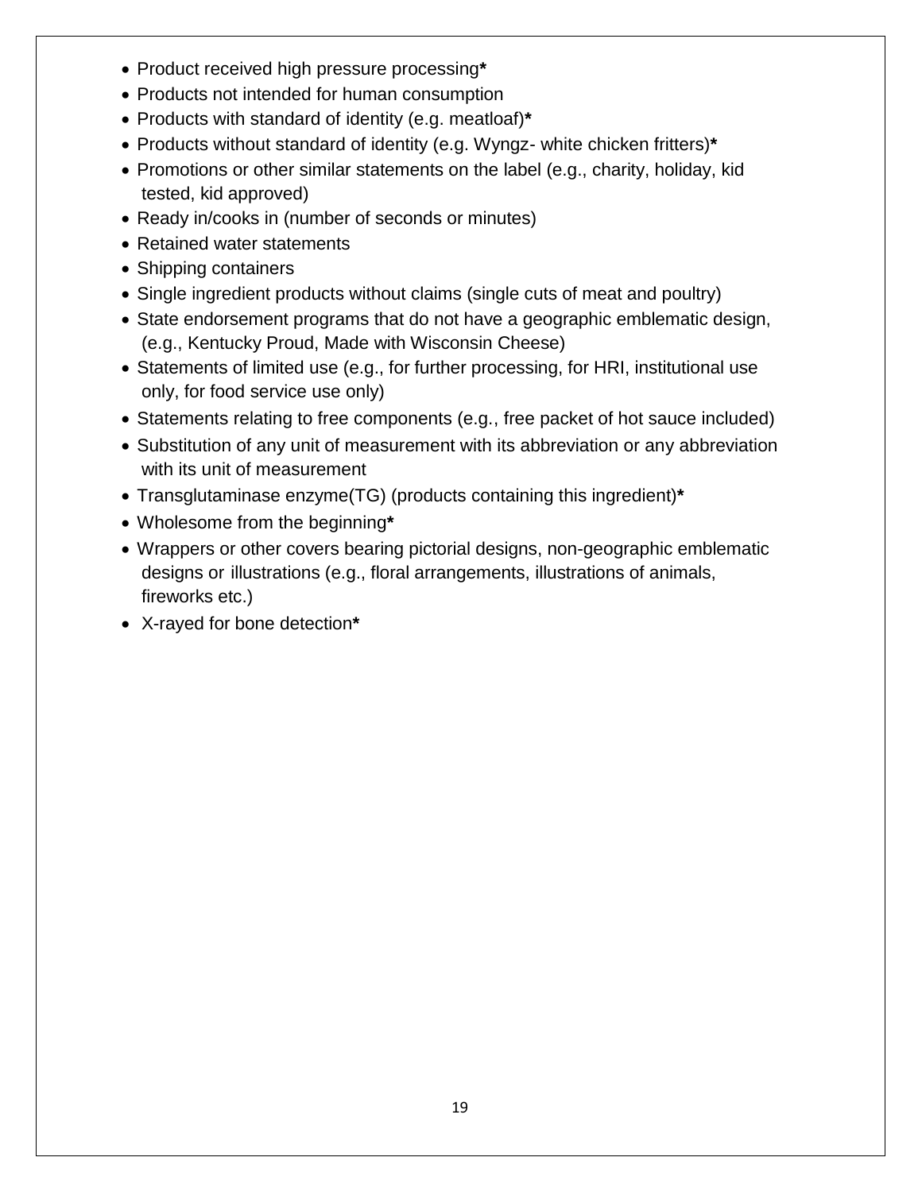- Product received high pressure processing**\***
- Products not intended for human consumption
- Products with standard of identity (e.g. meatloaf)**\***
- Products without standard of identity (e.g. Wyngz- white chicken fritters)**\***
- Promotions or other similar statements on the label (e.g., charity, holiday, kid tested, kid approved)
- Ready in/cooks in (number of seconds or minutes)
- Retained water statements
- Shipping containers
- Single ingredient products without claims (single cuts of meat and poultry)
- State endorsement programs that do not have a geographic emblematic design, (e.g., Kentucky Proud, Made with Wisconsin Cheese)
- Statements of limited use (e.g., for further processing, for HRI, institutional use only, for food service use only)
- Statements relating to free components (e.g., free packet of hot sauce included)
- Substitution of any unit of measurement with its abbreviation or any abbreviation with its unit of measurement
- Transglutaminase enzyme(TG) (products containing this ingredient)**\***
- Wholesome from the beginning**\***
- Wrappers or other covers bearing pictorial designs, non-geographic emblematic designs or illustrations (e.g., floral arrangements, illustrations of animals, fireworks etc.)
- X-rayed for bone detection**\***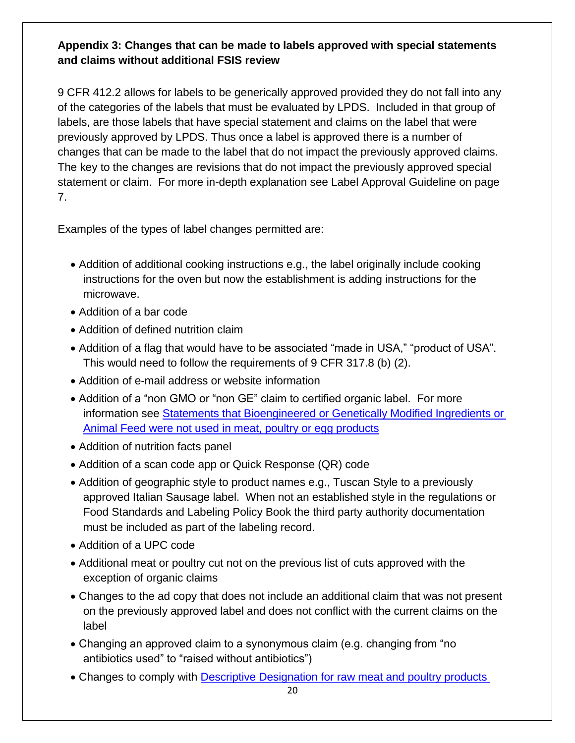**Appendix 3: Changes that can be made to labels approved with special statements and claims without additional FSIS review**

9 CFR 412.2 allows for labels to be generically approved provided they do not fall into any of the categories of the labels that must be evaluated by LPDS. Included in that group of labels, are those labels that have special statement and claims on the label that were previously approved by LPDS. Thus once a label is approved there is a number of changes that can be made to the label that do not impact the previously approved claims. The key to the changes are revisions that do not impact the previously approved special statement or claim. For more in-depth explanation see Label Approval Guideline on page 7.

Examples of the types of label changes permitted are:

- Addition of additional cooking instructions e.g., the label originally include cooking instructions for the oven but now the establishment is adding instructions for the microwave.
- Addition of a bar code
- Addition of defined nutrition claim
- Addition of a flag that would have to be associated "made in USA," "product of USA". This would need to follow the requirements of 9 CFR 317.8 (b) (2).
- Addition of e-mail address or website information
- Addition of a "non GMO or "non GE" claim to certified organic label. For more information see Statements that Bioengineered or Genetically Modified Ingredients or Animal Feed were not used in meat, poultry or egg products
- Addition of nutrition facts panel
- Addition of a scan code app or Quick Response (QR) code
- Addition of geographic style to product names e.g., Tuscan Style to a previously approved Italian Sausage label. When not an established style in the regulations or Food Standards and Labeling Policy Book the third party authority documentation must be included as part of the labeling record.
- Addition of a UPC code
- Additional meat or poultry cut not on the previous list of cuts approved with the exception of organic claims
- Changes to the ad copy that does not include an additional claim that was not present on the previously approved label and does not conflict with the current claims on the label
- Changing an approved claim to a synonymous claim (e.g. changing from "no antibiotics used" to "raised without antibiotics")
- Changes to comply with Descriptive Designation for raw meat and poultry products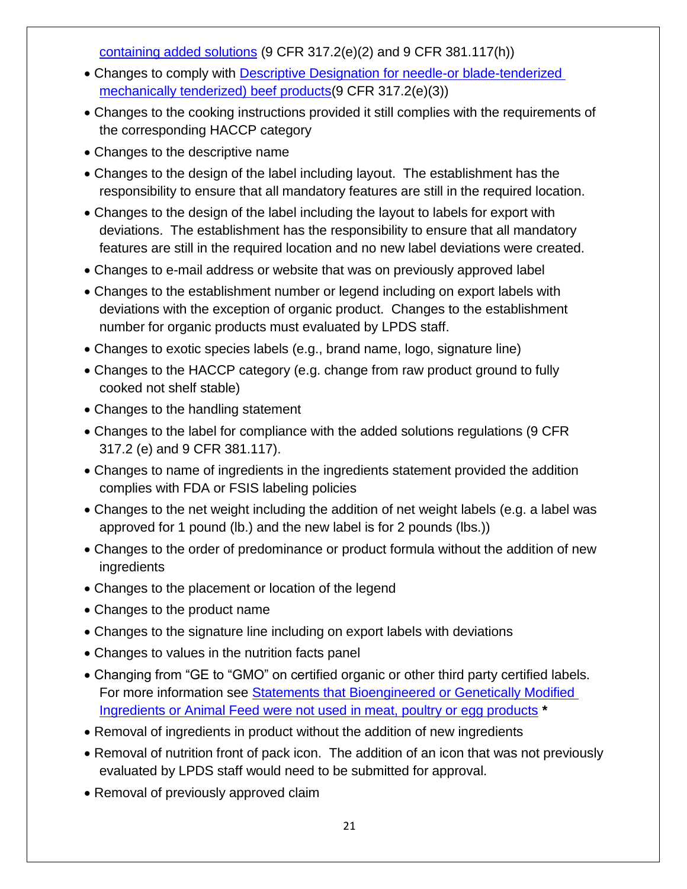containing added solutions (9 CFR 317.2(e)(2) and 9 CFR 381.117(h))

- Changes to comply with Descriptive Designation for needle-or blade-tenderized mechanically tenderized) beef products(9 CFR 317.2(e)(3))
- Changes to the cooking instructions provided it still complies with the requirements of the corresponding HACCP category
- Changes to the descriptive name
- Changes to the design of the label including layout. The establishment has the responsibility to ensure that all mandatory features are still in the required location.
- Changes to the design of the label including the layout to labels for export with deviations. The establishment has the responsibility to ensure that all mandatory features are still in the required location and no new label deviations were created.
- Changes to e-mail address or website that was on previously approved label
- Changes to the establishment number or legend including on export labels with deviations with the exception of organic product. Changes to the establishment number for organic products must evaluated by LPDS staff.
- Changes to exotic species labels (e.g., brand name, logo, signature line)
- Changes to the HACCP category (e.g. change from raw product ground to fully cooked not shelf stable)
- Changes to the handling statement
- Changes to the label for compliance with the added solutions regulations (9 CFR 317.2 (e) and 9 CFR 381.117).
- Changes to name of ingredients in the ingredients statement provided the addition complies with FDA or FSIS labeling policies
- Changes to the net weight including the addition of net weight labels (e.g. a label was approved for 1 pound (lb.) and the new label is for 2 pounds (lbs.))
- Changes to the order of predominance or product formula without the addition of new ingredients
- Changes to the placement or location of the legend
- Changes to the product name
- Changes to the signature line including on export labels with deviations
- Changes to values in the nutrition facts panel
- Changing from "GE to "GMO" on certified organic or other third party certified labels. For more information see Statements that Bioengineered or Genetically Modified Ingredients or Animal Feed were not used in meat, poultry or egg products **\***
- Removal of ingredients in product without the addition of new ingredients
- Removal of nutrition front of pack icon. The addition of an icon that was not previously evaluated by LPDS staff would need to be submitted for approval.
- Removal of previously approved claim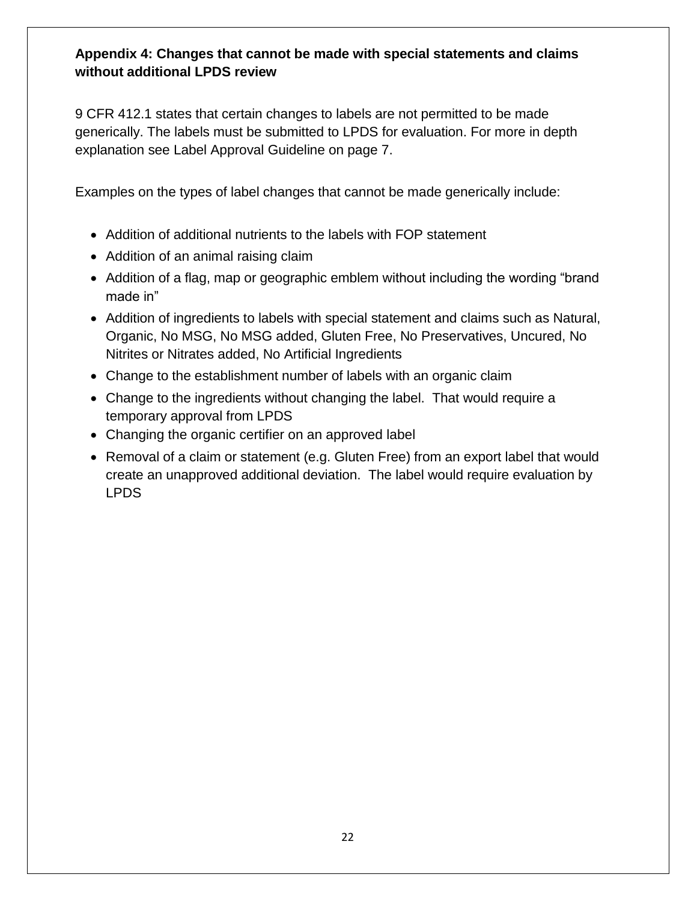**Appendix 4: Changes that cannot be made with special statements and claims without additional LPDS review**

9 CFR 412.1 states that certain changes to labels are not permitted to be made generically. The labels must be submitted to LPDS for evaluation. For more in depth explanation see Label Approval Guideline on page 7.

Examples on the types of label changes that cannot be made generically include:

- Addition of additional nutrients to the labels with FOP statement
- Addition of an animal raising claim
- Addition of a flag, map or geographic emblem without including the wording "brand made in"
- Addition of ingredients to labels with special statement and claims such as Natural, Organic, No MSG, No MSG added, Gluten Free, No Preservatives, Uncured, No Nitrites or Nitrates added, No Artificial Ingredients
- Change to the establishment number of labels with an organic claim
- Change to the ingredients without changing the label. That would require a temporary approval from LPDS
- Changing the organic certifier on an approved label
- Removal of a claim or statement (e.g. Gluten Free) from an export label that would create an unapproved additional deviation. The label would require evaluation by LPDS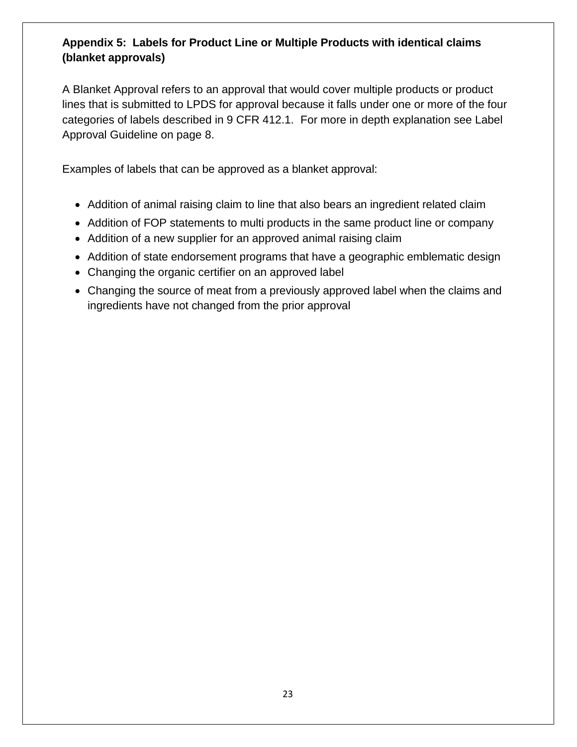**Appendix 5: Labels for Product Line or Multiple Products with identical claims (blanket approvals)**

A Blanket Approval refers to an approval that would cover multiple products or product lines that is submitted to LPDS for approval because it falls under one or more of the four categories of labels described in 9 CFR 412.1. For more in depth explanation see Label Approval Guideline on page 8.

Examples of labels that can be approved as a blanket approval:

- Addition of animal raising claim to line that also bears an ingredient related claim
- Addition of FOP statements to multi products in the same product line or company
- Addition of a new supplier for an approved animal raising claim
- Addition of state endorsement programs that have a geographic emblematic design
- Changing the organic certifier on an approved label
- Changing the source of meat from a previously approved label when the claims and ingredients have not changed from the prior approval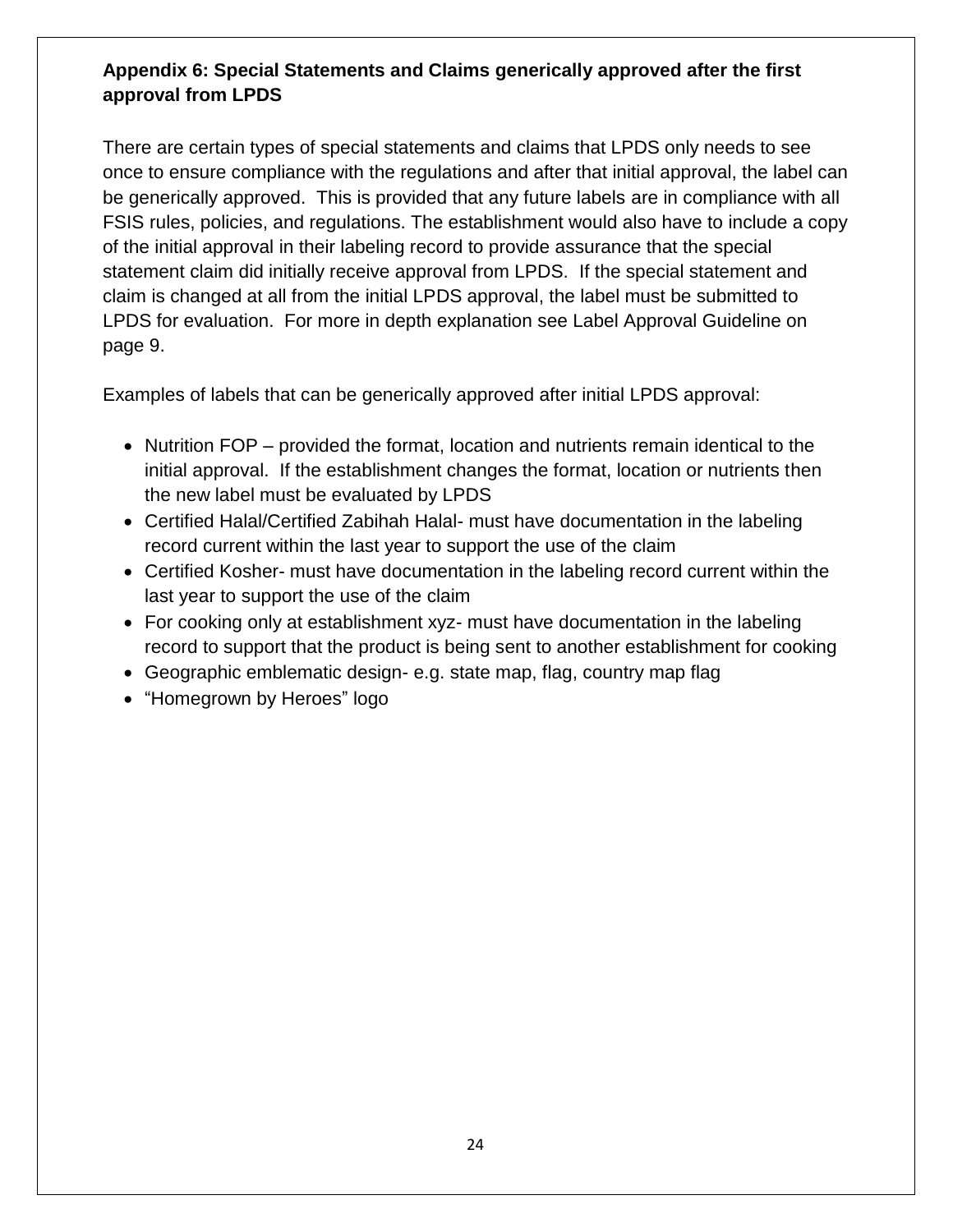**Appendix 6: Special Statements and Claims generically approved after the first approval from LPDS**

There are certain types of special statements and claims that LPDS only needs to see once to ensure compliance with the regulations and after that initial approval, the label can be generically approved. This is provided that any future labels are in compliance with all FSIS rules, policies, and regulations. The establishment would also have to include a copy of the initial approval in their labeling record to provide assurance that the special statement claim did initially receive approval from LPDS. If the special statement and claim is changed at all from the initial LPDS approval, the label must be submitted to LPDS for evaluation. For more in depth explanation see Label Approval Guideline on page 9.

Examples of labels that can be generically approved after initial LPDS approval:

- Nutrition FOP – provided the format, location and nutrients remain identical to the initial approval. If the establishment changes the format, location or nutrients then the new label must be evaluated by LPDS
- Certified Halal/Certified Zabihah Halal- must have documentation in the labeling record current within the last year to support the use of the claim
- Certified Kosher- must have documentation in the labeling record current within the last year to support the use of the claim
- For cooking only at establishment xyz- must have documentation in the labeling record to support that the product is being sent to another establishment for cooking
- Geographic emblematic design- e.g. state map, flag, country map flag
- “Homegrown by Heroes” logo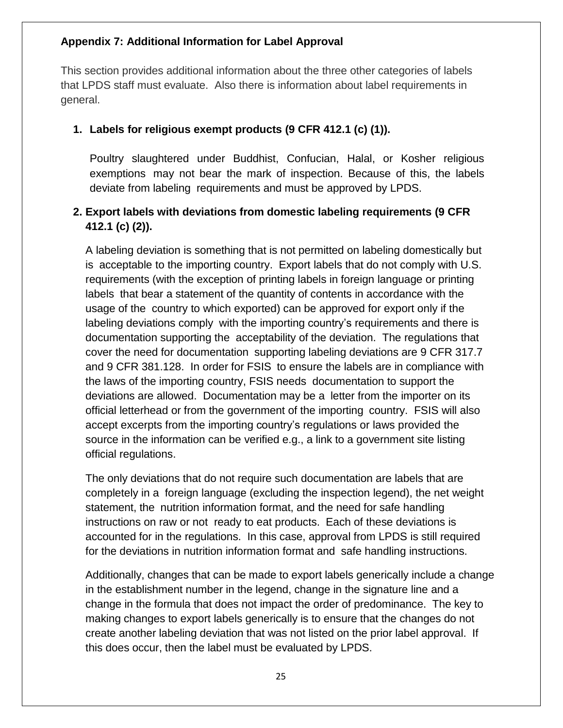### Appendix 7: Additional Information for Label Approval

This section provides additional information about the three other categories of labels that LPDS staff must evaluate. Also there is information about label requirements in general.

1. **Labels for religious exempt products (9 CFR 412.1 (c) (1)).**

   Poultry slaughtered under Buddhist, Confucian, Halal, or Kosher religious exemptions may not bear the mark of inspection. Because of this, the labels deviate from labeling requirements and must be approved by LPDS.

2. **Export labels with deviations from domestic labeling requirements (9 CFR 412.1 (c) (2)).**

   A labeling deviation is something that is not permitted on labeling domestically but is acceptable to the importing country. Export labels that do not comply with U.S. requirements (with the exception of printing labels in foreign language or printing labels that bear a statement of the quantity of contents in accordance with the usage of the country to which exported) can be approved for export only if the labeling deviations comply with the importing country's requirements and there is documentation supporting the acceptability of the deviation. The regulations that cover the need for documentation supporting labeling deviations are 9 CFR 317.7 and 9 CFR 381.128. In order for FSIS to ensure the labels are in compliance with the laws of the importing country, FSIS needs documentation to support the deviations are allowed. Documentation may be a letter from the importer on its official letterhead or from the government of the importing country. FSIS will also accept excerpts from the importing country's regulations or laws provided the source in the information can be verified e.g., a link to a government site listing official regulations.

   The only deviations that do not require such documentation are labels that are completely in a foreign language (excluding the inspection legend), the net weight statement, the nutrition information format, and the need for safe handling instructions on raw or not ready to eat products. Each of these deviations is accounted for in the regulations. In this case, approval from LPDS is still required for the deviations in nutrition information format and safe handling instructions.

   Additionally, changes that can be made to export labels generically include a change in the establishment number in the legend, change in the signature line and a change in the formula that does not impact the order of predominance. The key to making changes to export labels generically is to ensure that the changes do not create another labeling deviation that was not listed on the prior label approval. If this does occur, then the label must be evaluated by LPDS.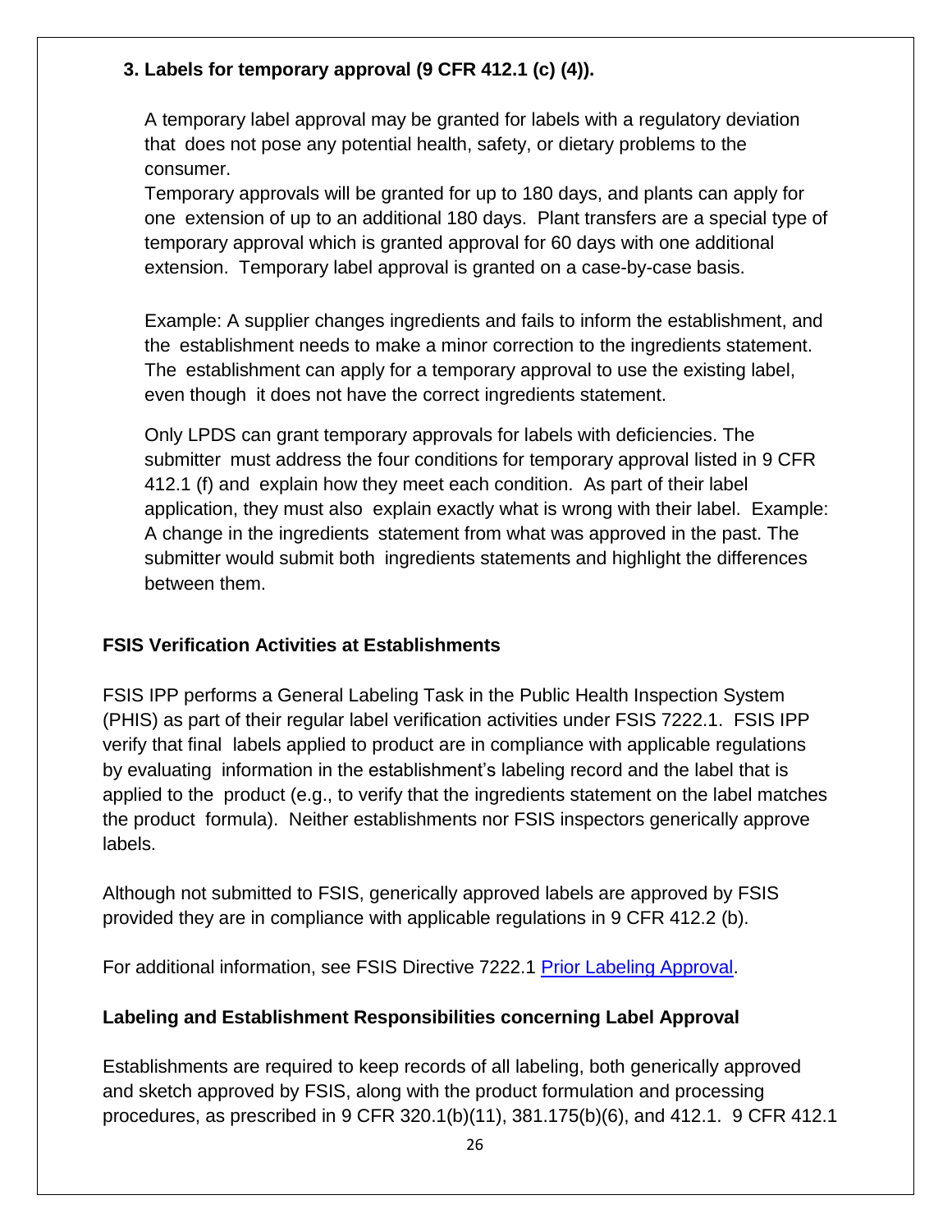### 3. Labels for temporary approval (9 CFR 412.1 (c) (4)).

A temporary label approval may be granted for labels with a regulatory deviation that does not pose any potential health, safety, or dietary problems to the consumer.

Temporary approvals will be granted for up to 180 days, and plants can apply for one extension of up to an additional 180 days. Plant transfers are a special type of temporary approval which is granted approval for 60 days with one additional extension. Temporary label approval is granted on a case-by-case basis.

Example: A supplier changes ingredients and fails to inform the establishment, and the establishment needs to make a minor correction to the ingredients statement. The establishment can apply for a temporary approval to use the existing label, even though it does not have the correct ingredients statement.

Only LPDS can grant temporary approvals for labels with deficiencies. The submitter must address the four conditions for temporary approval listed in 9 CFR 412.1 (f) and explain how they meet each condition. As part of their label application, they must also explain exactly what is wrong with their label. Example: A change in the ingredients statement from what was approved in the past. The submitter would submit both ingredients statements and highlight the differences between them.

## FSIS Verification Activities at Establishments

FSIS IPP performs a General Labeling Task in the Public Health Inspection System (PHIS) as part of their regular label verification activities under FSIS 7222.1. FSIS IPP verify that final labels applied to product are in compliance with applicable regulations by evaluating information in the establishment's labeling record and the label that is applied to the product (e.g., to verify that the ingredients statement on the label matches the product formula). Neither establishments nor FSIS inspectors generically approve labels.

Although not submitted to FSIS, generically approved labels are approved by FSIS provided they are in compliance with applicable regulations in 9 CFR 412.2 (b).

For additional information, see FSIS Directive 7222.1 Prior Labeling Approval.

## Labeling and Establishment Responsibilities concerning Label Approval

Establishments are required to keep records of all labeling, both generically approved and sketch approved by FSIS, along with the product formulation and processing procedures, as prescribed in 9 CFR 320.1(b)(11), 381.175(b)(6), and 412.1. 9 CFR 412.1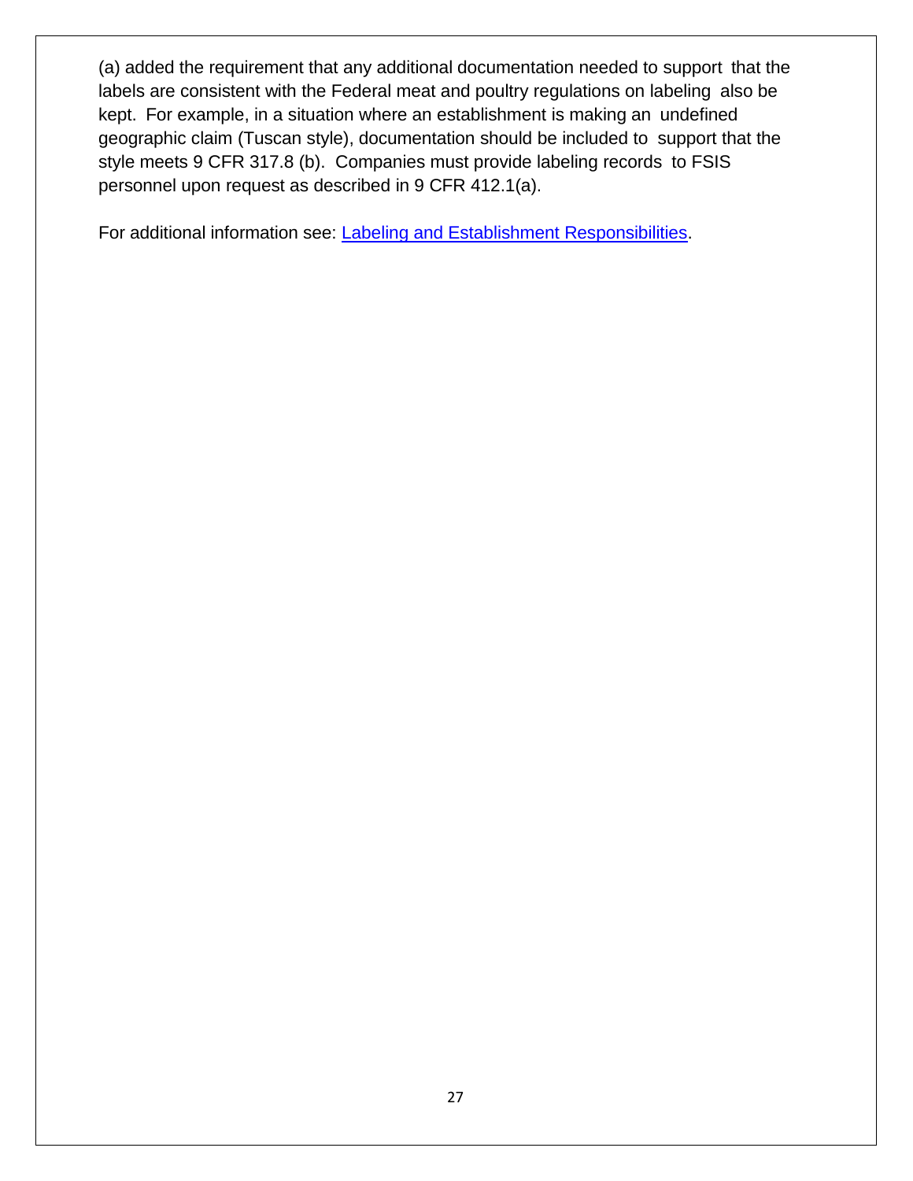(a) added the requirement that any additional documentation needed to support that the labels are consistent with the Federal meat and poultry regulations on labeling also be kept. For example, in a situation where an establishment is making an undefined geographic claim (Tuscan style), documentation should be included to support that the style meets 9 CFR 317.8 (b). Companies must provide labeling records to FSIS personnel upon request as described in 9 CFR 412.1(a).

For additional information see: [Labeling and Establishment Responsibilities](#).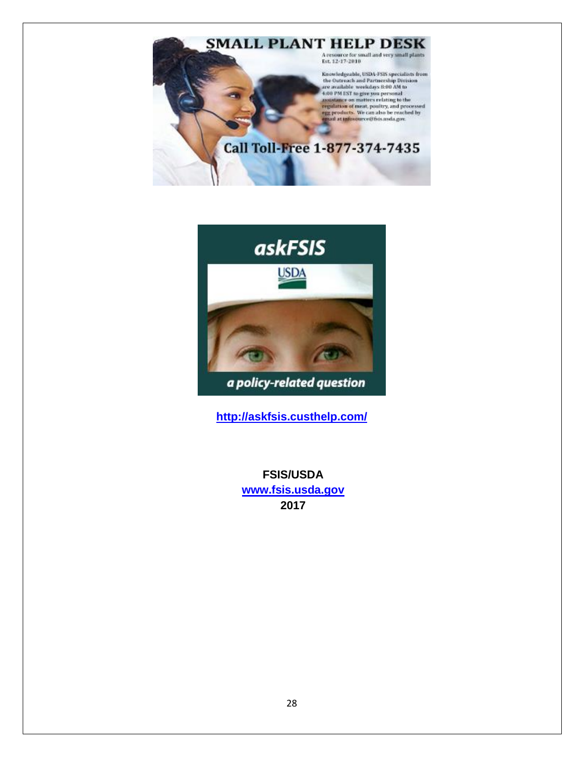# SMALL PLANT HELP DESK

A resource for small and very small plants
Est. 12-17-2010

Knowledgeable, USDA-FSIS specialists from the Outreach and Partnership Division are available weekdays 8:00 AM to 4:00 PM EST to give you personal assistance on matters relating to the regulation of meat, poultry, and processed egg products. We can also be reached by email at infosource@fsis.usda.gov.

**Call Toll-Free 1-877-374-7435**

***askFSIS***

USDA

***a policy-related question***

**http://askfsis.custhelp.com/**

**FSIS/USDA**
**www.fsis.usda.gov**
**2017**